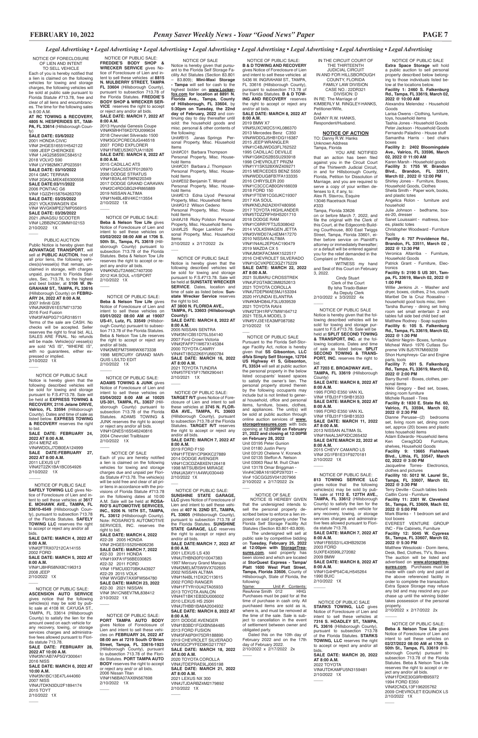*Legal Advertising • Legal Advertising • Legal Advertising • Legal Advertising • Legal Advertising • Legal Advertising • Legal Advertising • Legal Advertising*

NOTICE OF FORECLOSURE OF LIEN AND INTENT TO SELL VEHICLE

Each of you is hereby notified that a lien is claimed on the following vehicles for towing and storage charges, the following vehicles will be sold at public sale pursuant to Florida Statute #713.78, free and clear of all liens and encumbrances. The time for the following sales is 8:00 A.M.

**AT RC TOWING & RECOVERY, 4805 N. HESPERIDES ST., TAMPA, FL 33614** (Hillsborough County)

**SALE DATE: 03/6/2022**
2001 HONDA CIVIC
VIN# 2HGES16551H542122
1999 JEEP CHEROKEE
VIN# 1J4G258S9XC584512
2018 VOLVO S90
VIN# LVY982MK7JP023591

**SALE DATE: 03/10/2022**
2014 GMC TERRAIN
VIN# 2GKALMEK4E6300558

**SALE DATE:03/11/2022**
2006 PONTIAC G6
VIN# 1G2ZH158764263709

**SALE DATE: 03/25/2022**
2021 VOLKSWAGEN ID4
VIN# WVGKMPE27MP056915

**SALE DATE: 03/26/2022**
2021 JINAGSU SCOOTER
VIN# L2BB2NCC9MM102153
2/10/2022 1X

———

PUBLIC AUCTION

Public Notice is hereby given that **ADVANTAGE TRANSPORT**, will sell at **PUBLIC AUCTION**, free of all prior liens, the following vehicles(s)/vessel(s) that remain, unclaimed in storage, with charges unpaid, pursuant to Florida Statutes, Sec. 713.78, to the highest and best bidder, at **5106 W. INGRAHAM ST., TAMPA, FL 33616** (Hillsborough County) on **FEBRUARY 24, 2022 AT 8:00 A.M.**
2007 Infiniti G35
VIN# JNKBV61E57M713730
2016 Ford Fusion
VIN#3FA6P0G71GR318511

Terms of the sale are CASH. No checks will be accepted. Seller reserves the right to final bid. ALL SALES ARE FINAL. No refunds will be made. Vehicle(s)/ vessel(s) are sold "AS IS", "WHERE IS", with no guarantees, either expressed or implied.
2/10/2022 1X

———

NOTICE OF PUBLIC SALE

Notice is hereby given that the following described vehicles will be sold for towing and storage pursuant to F.S.#713.78. Sale will be held at **EXPRESS TOWING & RECOVERY, 2116 Jelane DRIVE, Valrico, FL 33594** (Hillsborough County). Dates and time of sale as listed below. **EXPRESS TOWING & RECOVERY** reserves the right to bid.

**SALE DATE: FEBRUARY 24, 2022 AT 8:00 A.M.**
2014 MERZ 4S
VIN#WDDLJ7DB0EA124999

**SALE DATE:FEBRUARY 27, 2022 AT 8:00 A.M.**
2011 LEXUS UT
VIN#2T2ZK1BA1BC054926
2/10/2022 1X

———

NOTICE OF PUBLIC SALE

**SAFELY TOWING LLC** gives Notice of Foreclosure of Lien and intent to sell these vehicles at **3617 E. MOHAWK AVE., TAMPA, FL 33610-4549** (Hillsborough County), pursuant to subsection 713.78 of the Florida Statutes. **SAFELY TOWING LLC** reserves the right to accept or reject any and/or all bids.

**SALE DATE: MARCH 4, 2022 AT 8:00 A.M.**
VIN#2FTRX07212CA14155
2002 FORD

**SALE DATE: MARCH 5, 2022 AT 8:00 A.M.**
VIN#1J8HR58NX8C196313
2008 JEEP
2/10/2022 1X

———

NOTICE OF PUBLIC SALE:

**ASCENSION AUTO SERVICE** gives notice that the following vehicles(s) may be sold by public sale at 4108 W. CAYUGA ST., TAMPA, FL 33614 (Hillsborough County) to satisfy the lien for the amount owed on each vehicle for any recovery, towing, or storage services charges and administrative fees allowed pursuant to Florida statute 713.78.

**SALE DATE: FEBRUARY 28, 2022 AT 10:00 A.M.**
VIN#3N1AB7AP5GY300641
2016 NISS

**SALE DATE: MARCH 6, 2022 AT 10:00 A.M.**
VIN#3N1BC13E47L444060
2007 NISS
VIN#JTDKN3DU2F1894174
2015 TOYT
2/10/2022 1X

———

NOTICE OF PUBLIC SALE:

**FREDDIE'S BODY SHOP & WRECKER SERVICE** gives Notice of Foreclosure of Lien and intent to sell these vehicles at **8815 N. MULBERRY STREET, TAMPA, FL 33604** (Hillsborough County), pursuant to subsection 713.78 of the Florida Statutes. **FREDDIE'S BODY SHOP & WRECKER SERVICE** reserves the right to accept or reject any and/or all bids.

**SALE DATE: MARCH 7, 2022 AT 8:00 A.M.**
2013 Hyundai Genesis Coupe
VIN#KMHHT6KD7DU099634
2018 Chevrolet Silverado 1500
VIN#3GCPCREC6JG446518
2007 FORD EXPLORER
VIN#1FMEU53K07UA11826

**SALE DATE: MARCH 8, 2022 AT 8:00 A.M.**
2015 CADILLAC ATS
VIN#1G6AC5SX7F0126970
2006 DODGE STRATUS
VIN#1B3AL46T36N220349
2017 DODGE GRAND CARAVAN
VIN#2C4RDGBG2HR865889
2019 NISSAN ALTIMA
VIN#1N4BL4BV4KC113554
2/10/2022 1X

———

NOTICE OF PUBLIC SALE:

**Beba & Nelson Tow Life** gives Notice of Foreclosure of Lien and intent to sell these vehicles on **03/02/2022 08:00 AM at 1706 S. 50th St., Tampa, FL 33619** (Hillsborough County) pursuant to subsection 713.78 of the Florida Statutes. Beba & Nelson Tow Life reserves the right to accept or reject any and/or all bids.
VIN#KNDJT2A66C7407200
2012 KIA SOUL +/!/SPORT
2/10/2022 1X

———

NOTICE OF PUBLIC SALE:

**Beba & Nelson Tow Life** gives Notice of Foreclosure of Lien and intent to sell these vehicles on **03/01/2022 08:00 AM at 19007 US-41, Lutz, FL 33549** (Hillsborough County) pursuant to subsection 713.78 of the Florida Statutes. Beba & Nelson Tow Life reserves the right to accept or reject any and/or all bids.
VIN#2MEFM75W6WX673338
1998 MERCURY GRAND MARQUIS LS/LTD EDIT
2/10/2022 1X

———

NOTICE OF PUBLIC SALE:

**ADAMS TOWING & JUNK** gives Notice of Foreclosure of Lien and intent to sell these vehicles on **03/04/2022 8:00 AM at 10025 US-301, TAMPA, FL. 33637** (Hillsborough County) pursuant to subsection 713.78 of the Florida Statutes. ADAMS TOWING & JUNK reserves the right to accept or reject any and/or all bids.
VIN#1GNES16S546240816
2004 Chevrolet Trailblazer
2/10/2022 1X

———

NOTICE OF SALE

Each of you are hereby notified a lien is claimed on the following vehicles for towing and storage charges due and unpaid per Florida Statute #713.78. The vehicle(s) will be sold free and clear of all prior liens in accordance with the provisions of Florida Statute #713.78 on the following dates at 10:00 A.M. Sale will be held at **ROSARIO'S AUTOMOTIVE SERVICES, INC., 9206 N. 16TH ST., TAMPA, FL 33612** (Hillsborough County). Note: ROSARIO'S AUTOMOTIVE SERVICES, INC. reserves the right to bid.

**SALE DATE: MARCH 4, 2022**
#22-28 2005 HONDA
VIN# 2HGES15525H606236

**SALE DATE: MARCH 7, 2022**
#22-33 2011 HONDA
VIN#19XFA1F56BE030825
#22-32 2011 FORD
VIN# 1FMCU0D70BKA43927
#22-29 2015 VOLK
VIN# WVGDV7AX9FW564780

**SALE DATE: MARCH 23, 2022**
#22-30 2021 NISSAN
VIN# 3N1CN8EV7ML838412
2/10/2022 1X

———

NOTICE OF PUBLIC SALE:

**PORT TAMPA AUTO BODY** gives Notice of Foreclosure of Lien and intent to sell these vehicles on **FEBRUARY 24, 2022 AT 08:00 am at 7219 South O'Brien Street, Tampa, FL 33616-1923** (Hillsborough County), pursuant to subsection 713.78 of the Florida Statutes. **PORT TAMPA AUTO BODY** reserves the right to accept or reject any and/or all bids.
2006 Nissan Titan
VIN#1N6BA07AX6N567698
2/10/2022 1X

———

NOTICE OF SALE

Notice is hereby given that pursuant to the Florida Self Storage Facility Act Statutes (Section 83.801 – 83.809); **Mini-Maxi Storage - Tampa** will sell for cash to the highest bidder on **www.Lockerfox.com for location at 8891 N. Florida Ave., Tampa, County of Hillsborough, FL 33604**, by **5:30pm on Tuesday, the 22nd day of February, 2022** and continuing day to day thereafter until sold: the household goods and misc. personal & other contents of the following:

Unit#B15 Janas Springs Personal Property, Misc. Household Items
Unit#C01 Barbara Thompson Personal Property, Misc. Household Items
Unit#C01 Barbara J. Thompson Personal Property, Misc. Household Items
Unit#E02 Benjamin T. Worrall Personal Property, Misc. Household Items
Unit#E13 Edna Llyod Personal Property, Misc. Household Items
Unit#G12 Wilson Cedeno Personal Property, Misc. Household Items
Unit#J18 Ricky Polston Personal Property, Misc. Household Items
Unit#L25 Roger Lankford Personal Property, Misc. Household Items

2/10/2022 x 2/17/2022 2x

———

NOTICE OF PUBLIC SALE

Notice is hereby given that the following described vehicles will be sold for towing and storage pursuant to F.S.#713.78. Sale will be held at **SUNSTATE WRECKER SERVICE**. Dates, location and time of sale as listed below. **Sunstate Wrecker Service** reserves the right to bid.

**AT 3800 N. FLORIDA AVE., TAMPA, FL 33603 (Hillsborough County)**

**SALE DATE: MARCH 8, 2022 AT 8:00 A.M.**
2005 NISSAN SENTRA
VIN#3N1CB51D75L554140
2007 Ford Crown Victoria
VIN#2FAFP71W67X145384
2000 TOYOTA CAMRY
VIN#4T1BG22K6YU660784

**SALE DATE: MARCH 16, 2022 AT 8:00 A.M.**
2021 TOYOTA TUNDRA
VIN#5TFEY5F17MX290441
2/10/2021 1X

———

NOTICE OF PUBLIC SALE:

**TARGET R/T** gives Notice of Foreclosure of Lien and intent to sell these vehicles at **3745 N. FLORIDA AVE., TAMPA, FL 33603** (Hillsborough County), pursuant to subsection 713.78 of the Florida Statutes. **TARGET R/T** reserves the right to accept or reject any and/or all bids.

**SALE DATE: MARCH 7, 2022 AT 8:00 A.M.**
2019 FORD F150
VIN#1FTEW1CP9KKC27889
2014 DODGE AVENGER
VIN#1C3CDZABXEN126418
1998 MITSUBISHI MIRAGE
VIN#JA3AY11A4WU030449
2/10/2022 1X

———

NOTICE OF PUBLIC SALE:

**SUNSHINE STATE GARAGE, LLC** gives Notice of Foreclosure of Lien and intent to sell these vehicles at **407 N. 22ND ST., TAMPA, FL 33605** (Hillsborough County), pursuant to subsection 713.78 of the Florida Statutes. **SUNSHINE STATE GARAGE, LLC** reserves the right to accept or reject any and/or all bids.

**SALE DATE:MARCH 7, 2022 AT 8:00 A.M.**
2001 LEXUS LS 430
VIN#JTHBN30F010047383
1997 Mercury Grand Marquis
VIN#2MELM75W9VX702655
2002 NISSAN ALTIMA
VIN#1N4BL11DX2C113615
2002 FORD RANGER
VIN#1FTYR10U42TA05933
2013 TOYOTA AVALON
VIN#4T1BK1EB3DU006002
2010 LEXUS HS 250H
VIN#JTHBB1BA8A2004932

**SALE DATE: MARCH 8, 2022 AT 8:00 A.M.**
2011 DODGE AVENGER
VIN#1B3BD1FGXBN584485
2013 FORD FUSION
VIN#3FA6P0H75DR188890
2019 CHEVROLET SILVERADO
VIN#3GCPYFED8KG217767

**SALE DATE: MARCH 18, 2022 AT 8:00 A.M.**
2020 TOYOTA COROLLA
VIN#JTDEPRAE9LJ065198

**SALE DATE: MARCH 21, 2022 AT 8:00 A.M.**
2021 LEXUS NX 300
VIN#JTJDARBZ4M2179892
2/10/2022 1X

———

NOTICE OF PUBLIC SALE:

**B & D TOWING AND RECOVERY** gives Notice of Foreclosure of Lien and intent to sell these vehicles at 5436 W. INGRAHAM ST., TAMPA, FL 33616 (Hillsborough County), pursuant to subsection 713.78 of the Florida Statutes. **B & D TOWING AND RECOVERY** reserves the right to accept or reject any and/or all bids.

**SALE DATE: MARCH 8, 2022 AT 8:00 A.M.**
2019 BMW X7
VIN#5UXCW2C51KL086370
2013 Mercedes Benz C350
VIN#WDDGJ5HB1DG116387
2015 JEEP WRANGLER
VIN#1C4BJWDG3FL762522
1995 CADILLAC DEVILLE
VIN#1G6KD52B5SU293918
1998 CHEVROLET PRIZM
VIN#1Y1SK528XWZ409271
2015 MERCEDES BENZ S550
VIN#WDDUG8FB7FA133335
2016 CHRYSLER 200
VIN#1C3CCAB0GN166039
2018 FORD 150
VIN#1FTEW1CG0JKC19307
2017 KIA SOUL
VIN#KNDJN2A2XH7480956
2017 TOYOTA HIGHLANDER
VIN#5TDZZRFHSHS201710
2018 DODGE RAM
VIN#1C6RR7FT3JS308042
2014 VOLKSWAGEN JETTA
VIN#3VWD07AJ4EM417270
2010 NISSAN ALTIMA
VIN#1N4AL2EP0AC190479
2019 MAZDA CX 5
VIN#JM3KFACM4K1522517
2016 CHEVROLET SILVERADO
VIN#1GCVKPEC3GZ175229

**SALE DATE: MARCH 22, 2022 AT 8:00 A.M.**
2021 SUBARU CROSSTREK
VIN#JF2GTABC3M8252613
2021 TOYOTA COROLLA
VIN#JTDEPMAE5MJ153394
2020 HYUNDAI ELANTRA
VIN#KMHD84LF3LU939539
2021 TOYOTA RAV4
VIN#2T3H1RFV7MW164712
2021 TESLA MODEL 3
VIN#5YJ3E1EA3MF087082
2/10/2022 1X

———

NOTICE OF PUBLIC SALE

Pursuant to the Florida Self-Storage Facility Act, notice is hereby given that **SS Gibsonton, LLC d/b/a Simply Self Storage, 12704 US Highway 41 S, Gibsonton, FL 33534** will sell at public auction the personal property in the below listed occupants' leased spaces to satisfy the owner's lien. The personal property stored therein by the following occupants may include but is not limited to general household, office and personal items, furniture, boxes, clothes, and appliances. The unit(s) will be sold at public auction through online auction services of **www.storagetreasures.com** with bids opening at **12:00PM on February 21, 2022 and closing at 12:00PM on February 28, 2022**

Unit 03195 Peter Gunion
Unit 01180 Justin Perry
Unit 03120 Chelene V. Kroneck
Unit 02135 Steffon A. Nelson
Unit 03063 Raul M. Ihuit Chan
Unit 13178 Omar Briggman - Vin#4C9BA1619DP297031 – Vin# 1GCGG25V041207966
2/10/2022 x 2/17/2022 2x

———

NOTICE OF SALE

NOTICE IS HEREBY GIVEN that the undersigned intends to sell the personal property described below to enforce a lien imposed on said property under The Florida Self Storage Facility Act Statutes (Section 83.801-83.809).

The undersigned will sell at public sale by competitive bidding on **Tuesday, February 25, 2022 at 12:00pm with StorageTreasures.com**, said property has been stored and which are located at **StorQuest Express - Tampa/Platt 1600 West Platt Street, Tampa, Florida 33606**, County of Hillsborough, State of Florida, the following:

Name: Unit #: Contents:
RexAnne Smith 012 HHG

Purchases must be paid for at the time of purchase in cash only. All purchased items are sold as is, where is, and must be removed at the time of the sale. Sale is subject to cancellation in the event of settlement between owner and obligated party.

Dated this on the 10th day of February 2022 and on the 17th day of February 2022.
2/10/2022 x 2/17/2022 2x

———

IN THE CIRCUIT COURT OF THE THIRTEENTH JUDICIAL CIRCUIT IN AND FOR HILLSBOROUGH COUNTY, FLORIDA FAMILY LAW DIVISION
CASE NO.: 22DR321
DIVISION: D

IN RE: The Marriage of
KIMBERLY M. RINGLEY-HANKS,
Petitioner/Wife,
And
DANNY R.W. HANKS,
Respondent/Husband.

**NOTICE OF ACTION**

TO: Danny R.W. Hanks
Unknown Address
Tampa, Florida

YOU ARE NOTIFIED that an action has been filed against you in the Circuit Court of the Thirteenth Judicial Circuit, in and for Hillsborough County, Florida, Petition for Dissolution of Marriage, and you are required to serve a copy of your written defenses to it, if any, to:
Alex R. Stavrou, Esquire
13046 Racetrack Road
#333
Tampa, Florida 33626
on or before March 7, 2022, and file the original with the Clerk of this Court, at the Edgecomb Building Courthouse, 800 East Twiggs Street, Tampa, Florida 33601, either before service on Plaintiff's attorney or immediately thereafter; or a default will be entered against you for the relief demanded in the Complaint or Petition.

WITNESS my hand and Seal of this Court on February 3, 2022.

Cindy Stuart
Clerk of the Court
By Isha Tirado-Baker
As Deputy Clerk
2/10/2022 x 3/3/2022 4x

———

NOTICE OF PUBLIC SALE

Notice is hereby given that the following described vehicles will be sold for towing and storage pursuant to F.S.#713.78. Sale will be held at **SPLIT SECOND TOWING & TRANSPORT, INC.** at the following locations. Dates and time of sale as listed below. **SPLIT SECOND TOWING & TRANSPORT, INC.** reserves the right to bid.

**AT 7203 E. BROADWAY AVE., TAMPA, FL 33619** (Hillsborough County)

**SALE DATE: MARCH 8, 2022 AT 8:00 A.M.**
1995 FORD E350 VAN XL
VIN# 1FBJ31F1SHB13533

**SALE DATE: MARCH 9, 2022 AT 8:00 A.M.**
1995 FORD E350 VAN XL
VIN# 1FBJ31F1SHB13533

**SALE DATE: MARCH 11, 2022 AT 8:00 A.M.**
2013 NISSAN ALTIMA SL
VIN#1N4AL3APXDC265432

**SALE DATE:MARCH 22, 2022 at 8:00 A.M.**
2015 CHEVY CAMARO LS
VIN# 2G1FB1E31F9270181
2/10/2022 1X

———

NOTICE OF PUBLIC SALE:

**813 TOWING SERVICE LLC** gives notice that the following vehicles(s) may be sold by public sale at **1112 E. 127TH AVE., TAMPA, FL 33612** (Hillsborough County) to satisfy the lien for the amount owed on each vehicle for any recovery, towing, or storage services charges and administrative fees allowed pursuant to Florida statute 713.78.

**SALE DATE: MARCH 7, 2022 AT 8:00 A.M.**
VIN#1FBSS31L43HB29236
2003 FORD
5UXFE43599L272082
2009 BMW

**SALE DATE: MARCH 8, 2022 AT 8:00 A.M.**
VIN#1G4HP54C4LH545264
1990 BUIC
2/10/2022 1X

———

NOTICE OF PUBLIC SALE

**STARKS TOWING, LLC** gives Notice of Foreclosure of Lien and intent to sell these vehicles at **7316 S. HOADLEY ST., TAMPA, FL 33616** (Hillsborough County), pursuant to subsection 713.78 of the Florida Statutes. **STARKS TOWING, LLC** reserves the right to accept or reject any and/or all bids.

**SALE DATE: MARCH 20, 2022 AT 8:00 A.M.**
2022 TOYOTA
VIN#JTDKAMFU5N3159481
2/10/2022 1X

———

NOTICE OF PUBLIC SALE

**Extra Space Storage** will hold a public auction to sell personal property described below belonging to those individuals listed below at the locations below.

**Facility 1: 2460 S. Falkenburg Rd., Tampa, FL 33619, March 02, 2022 @ 10:00 AM**
Alexandria Melendez - Household Goods
Larisa Owens - Clothing, furniture, toys, household items
Tashia Jones - Household Goods
Peter Jackson - Household Goods
Fernando Paladino - House stuff
Samantha Harris - bed chairs boxes

**Facility 2: 2402 Bloomingdale Ave., Valrico, FL 33596, March 02, 2022 @ 11:00 AM**
Karen Marsh - Household goods

**Facility 3: 1755 W. Brandon Blvd., Brandon, FL 33511, March 02 , 2022 @ 12:00 PM**
Shirley Jones - Furniture, Boxes, Household Goods, Clothes
Sheila Smith - Paper work, books, and plastic totes
Angelica Rolon - furniture and household
Julie Johnson - bedframe, boxes-20, dresser
Sanet Louissaint - mattress, boxes, plastic totes
Christopher Woodward - Furniture Tools

**Facility 4: 707 Providence Rd., Brandon, FL 33511, March 02 , 2022 @ 12:30 PM**
Veronica Altarriba - Furniture, Household Goods
Patrick Grant - Furniture, Electronics

**Facility 5: 2190 S US 301, Tampa, FL 33619, March 02, 2022 @ 1:00 PM**
Willie Jenkins Jr. - Washer and dryer, boxes, clothes, 2 tvs, couch
Maribel De la Cruz Roasalino - household good tools misc. item
Tarsha Burney - dining set living room set small entertain 2 end tables full side bed child bed set
Matthew Rodney - Soap supplies

**Facility 6: 105 S. Falkenburg Rd., Tampa, FL 33619, March 02, 2022 @ 1:30 PM**
Vladimir Negrin- Boxes, furniture
Micheal Ward- 1976 Cutlass Supreme VIN BJ57R7M69239
Shon Humphreys- Car and Engine parts, tools

**Facility 7: 601 S. Falkenburg Rd., Tampa, FL 33619, March 02, 2022 @ 2:00 PM**
Barry Burrell - Boxes, clothes, personal items
Nikki Gregory - Bed set, boxes, dining room furniture
Michele Russell - Tires

**Facility 8: 1830 E. State Rd. 60, Valrico, FL 33594, March 02, 2022 @ 2:30 PM**
Dianne Perusse--(2) bedrooms set, living room set, dining room set, approx (20) boxes and plastic totes household items
Adam Edwards- Household items
Ken Cerag3QQ Furniture, shelves, Household Goods

**Facility 9: 13665 Fishhawk Blvd., Lithia, FL 33547, March 02, 2022 @ 3:00 PM**
Jacqueline Torres- Electronics, clothes and pictures

**Facility 10: 5012 W. Laurel St., Tampa, FL 33607, March 02, 2022 @ 3:30 PM**
Terry Deville - Couch tables beds
Caitlin Corsi - Furniture

**Facility 11: 2301 W. Cleveland St., Tampa, FL 33609, March 02, 2022 @ 5:00 PM**
Mark Blanks - 1 bedroom set and tool boxes
EVEREST VENTURE GROUP INC - File Cabinets, Furniture

**Facility 12: 5045 W. Cypress St., Tampa, FL 33607, March 02, 2022 @ 5:30 PM**
Matthew Wesoloski - Dorm items, Desk, Bed, Clothes, TV's, Boxes

The auction will be listed and advertised on **www.storagetreasures.com**. Purchases must be made with cash only and paid at the above referenced facility in order to complete the transaction. Extra Space Storage may refuse any bid and may rescind any purchase up until the winning bidder takes possession of the personal property.
2/10/2022 x 2/17/2022 2x

———

NOTICE OF PUBLIC SALE:

**Beba & Nelson Tow Life** gives Notice of Foreclosure of Lien and intent to sell these vehicles on **02/27/2022 08:00 AM at 1706 S. 50th St., Tampa, FL 33619** (Hillsborough County) pursuant to subsection 713.78 of the Florida Statutes. Beba & Nelson Tow Life reserves the right to accept or reject any and/or all bids.
VIN#1FDKE30G9RHB95972
1994 FORD E350
VIN#2CNDL13F196205762
2009 CHEVROLET EQUINOX LS
2/10/2022 1X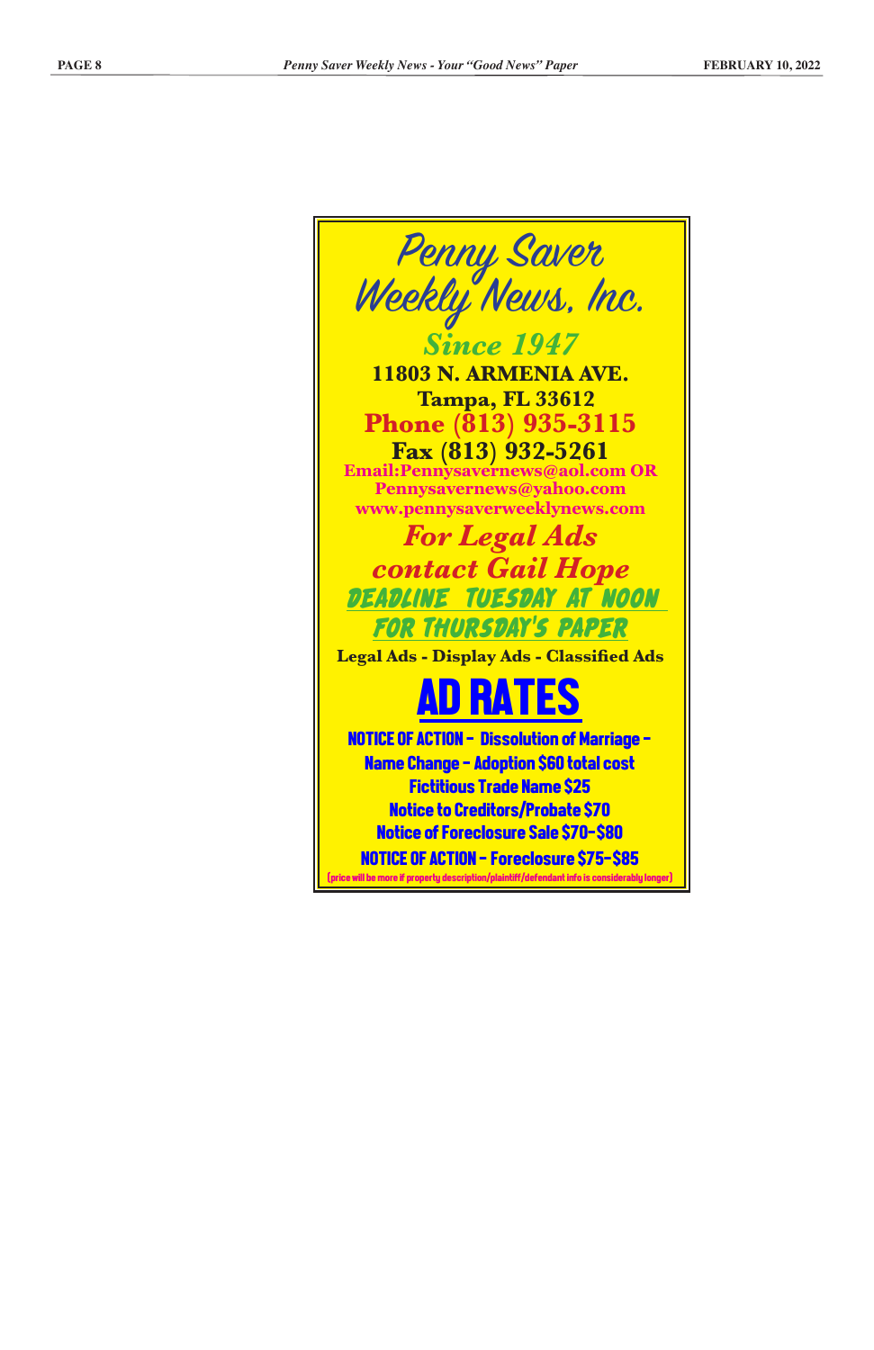# Penny Saver Weekly News, Inc.

*Since 1947*

**11803 N. ARMENIA AVE.**
**Tampa, FL 33612**
**Phone (813) 935-3115**
**Fax (813) 932-5261**
**Email:Pennysavernews@aol.com OR Pennysavernews@yahoo.com**
**www.pennysaverweeklynews.com**

***For Legal Ads contact Gail Hope***

*DEADLINE TUESDAY AT NOON FOR THURSDAY'S PAPER*

**Legal Ads - Display Ads - Classified Ads**

## AD RATES

**NOTICE OF ACTION - Dissolution of Marriage - Name Change - Adoption $60 total cost**
**Fictitious Trade Name $25**
**Notice to Creditors/Probate $70**
**Notice of Foreclosure Sale $70-$80**
**NOTICE OF ACTION - Foreclosure $75-$85**
(price will be more if property description/plaintiff/defendant info is considerably longer)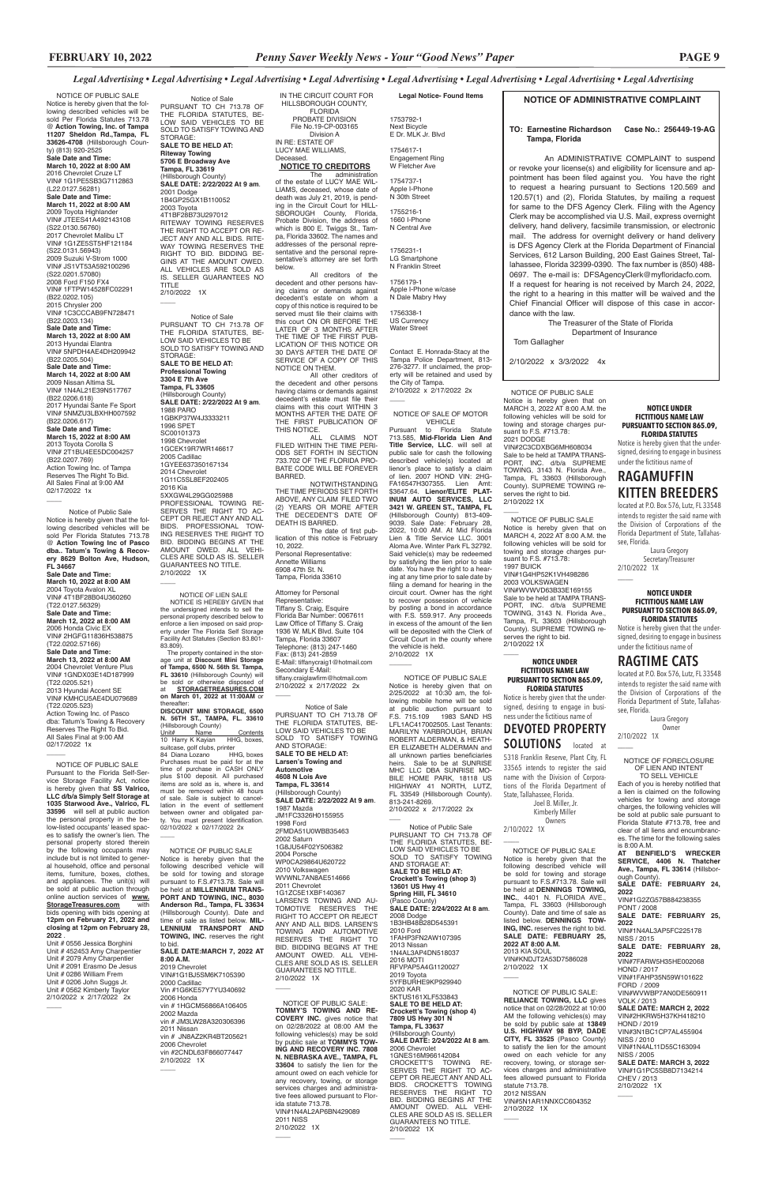*Legal Advertising • Legal Advertising • Legal Advertising • Legal Advertising • Legal Advertising • Legal Advertising • Legal Advertising • Legal Advertising*

NOTICE OF PUBLIC SALE

Notice is hereby given that the following described vehicles will be sold Per Florida Statutes 713.78 @ **Action Towing, Inc. of Tampa 11207 Sheldon Rd.,Tampa, FL 33626-4708** (Hillsborough County) (813) 920-2525

**Sale Date and Time:**
**March 10, 2022 at 8:00 AM**
2016 Chevrolet Cruze LT
VIN# 1G1PE5SB3G7112863
(L22.0127.56281)

**Sale Date and Time:**
**March 11, 2022 at 8:00 AM**
2009 Toyota Highlander
VIN# JTEES41A492143108
(S22.0130.56760)
2017 Chevrolet Malibu LT
VIN# 1G1ZE5ST5HF121184
(S22.0131.56943)
2009 Suzuki V-Strom 1000
VIN# JS1VT53A592100296
(S22.0201.57080)
2008 Ford F150 FX4
VIN# 1FTPW14528FC02291
(B22.0202.105)
2015 Chrysler 200
VIN# 1C3CCCAB9FN728471
(B22.0203.134)

**Sale Date and Time:**
**March 13, 2022 at 8:00 AM**
2013 Hyundai Elantra
VIN# 5NPDH4AE4DH209942
(B22.0205.504)

**Sale Date and Time:**
**March 14, 2022 at 8:00 AM**
2009 Nissan Altima SL
VIN# 1N4AL21E39N517767
(B22.0206.618)
2017 Hyundai Sante Fe Sport
VIN# 5NMZU3LBXHH007592
(B22.0206.617)

**Sale Date and Time:**
**March 15, 2022 at 8:00 AM**
2013 Toyota Corolla S
VIN# 2T1BU4EE5DC004257
(B22.0207.769)

Action Towing Inc. of Tampa Reserves The Right To Bid. All Sales Final at 9:00 AM
02/17/2022 1x

Notice of Public Sale

Notice is hereby given that the following described vehicles will be sold Per Florida Statutes 713.78 @ **Action Towing Inc of Pasco dba.. Tatum's Towing & Recovery 8629 Bolton Ave, Hudson, FL 34667**

**Sale Date and Time:**
**March 10, 2022 at 8:00 AM**
2004 Toyota Avalon XL
VIN# 4T1BF28B04U360260
(T22.0127.56329)

**Sale Date and Time:**
**March 12, 2022 at 8:00 AM**
2006 Honda Civic EX
VIN# 2HGFG11836H538875
(T22.0202.57166)

**Sale Date and Time:**
**March 13, 2022 at 8:00 AM**
2004 Chevrolet Venture Plus
VIN# 1GNDX03E14D187999
(T22.0205.521)
2013 Hyundai Accent SE
VIN# KMHCU5AE4DU079689
(T22.0205.523)

Action Towing Inc. of Pasco dba: Tatum's Towing & Recovery Reserves The Right To Bid. All Sales Final at 9:00 AM
02/17/2022 1x

NOTICE OF PUBLIC SALE

Pursuant to the Florida Self-Service Storage Facility Act, notice is hereby given that **SS Valrico, LLC d/b/a Simply Self Storage at 1035 Stanwood Ave., Valrico, FL 33596** will sell at public auction the personal property in the below-listed occupants' leased spaces to satisfy the owner's lien. The personal property stored therein by the following occupants may include but is not limited to general household, office and personal items, furniture, boxes, clothes, and appliances. The unit(s) will be sold at public auction through online auction services of **www.StorageTreasures.com** with bids opening with bids opening at **12pm on February 21, 2022 and closing at 12pm on February 28, 2022**.

Unit # 0556 Jessica Borghini
Unit # 452453 Amy Charpentier
Unit # 2079 Amy Charpentier
Unit # 2091 Erasmo De Jesus
Unit # 0286 William Frem
Unit # 0206 John Suggs Jr.
Unit # 0562 Kimberly Taylor
2/10/2022 x 2/17/2022 2x

Notice of Sale

PURSUANT TO CH 713.78 OF THE FLORIDA STATUTES, BELOW SAID VEHICLES TO BE SOLD TO SATISFY TOWING AND STORAGE:

**SALE TO BE HELD AT:**
**Riteway Towing**
**5706 E Broadway Ave**
**Tampa, FL 33619**
(Hillsborough County)
**SALE DATE: 2/22/2022 At 9 am**.
2001 Dodge
1B4GP25GX1B110052
2003 Toyota
4T1BF28B73U297012

RITEWAY TOWING RESERVES THE RIGHT TO ACCEPT OR REJECT ANY AND ALL BIDS. RITEWAY TOWING RESERVES THE RIGHT TO BID. BIDDING BEGINS AT THE AMOUNT OWED. ALL VEHICLES ARE SOLD AS IS. SELLER GUARANTEES NO TITLE
2/10/2022 1X

Notice of Sale

PURSUANT TO CH 713.78 OF THE FLORIDA STATUTES, BELOW SAID VEHICLES TO BE SOLD TO SATISFY TOWING AND STORAGE:

**SALE TO BE HELD AT:**
**Professional Towing**
**3304 E 7th Ave**
**Tampa, FL 33605**
(Hillsborough County)
**SALE DATE: 2/22/2022 At 9 am**.
1988 PARO
1GBKP37W4J3333211
1996 SPET
SC00101373
1998 Chevrolet
1GCEK19R7WR146617
2005 Cadillac
1GYEE637350167134
2014 Chevrolet
1G11C5SL8EF202405
2016 Kia
5XXGW4L29GG025988

PROFESSIONAL TOWING RESERVES THE RIGHT TO ACCEPT OR REJECT ANY AND ALL BIDS. PROFESSIONAL TOWING RESERVES THE RIGHT TO BID. BIDDING BEGINS AT THE AMOUNT OWED. ALL VEHICLES ARE SOLD AS IS. SELLER GUARANTEES NO TITLE.
2/10/2022 1X

NOTICE OF LIEN SALE

NOTICE IS HEREBY GIVEN that the undersigned intends to sell the personal property described below to enforce a lien imposed on said property under The Florida Self Storage Facility Act Statutes (Section 83.801-83.809).

The property contained in the storage unit at **Discount Mini Storage of Tampa, 6500 N. 56th St. Tampa, FL 33610** (Hillsborough County) will be sold or otherwise disposed of at **STORAGETREASURES.COM on March 01, 2022 at 11:00AM** or thereafter:

**DISCOUNT MINI STORAGE, 6500 N. 56TH ST., TAMPA, FL. 33610**
(Hillsborough County)

| Unit# | Name | Contents |
|---|---|---|
| 10 | Harry K Kayian | HHG, boxes, suitcase, golf clubs, printer |
| 84 | Diana Lozano | HHG, boxes |

Purchases must be paid for at the time of purchase in CASH ONLY plus $100 deposit. All purchased items are sold as is, where is, and must be removed within 48 hours of sale. Sale is subject to cancellation in the event of settlement between owner and obligated party. You must present Identification.
02/10/2022 x 02/17/2022 2x

NOTICE OF PUBLIC SALE

Notice is hereby given that the following described vehicle will be sold for towing and storage pursuant to F.S.#713.78. Sale will be held at **MILLENNIUM TRANSPORT AND TOWING, INC., 8030 Anderson Rd., Tampa, FL 33634** (Hillsborough County). Date and time of sale as listed below. **MILLENNIUM TRANSPORT AND TOWING, INC.** reserves the right to bid.

**SALE DATE:MARCH 7, 2022 AT 8:00 A.M.**
2019 Chevrolet
VIN#1G1BJ5SM6K7105390
2000 Cadillac
Vin #1G6KE57Y7YU340692
2006 Honda
vin # 1HGCM56866A106405
2002 Mazda
vin # JM3LW28A320306396
2011 Nissan
vin # JN8AZ2KR4BT205621
2006 Chevrolet
vin #2CNDL63F866077447
2/10/2022 1X

IN THE CIRCUIT COURT FOR HILLSBOROUGH COUNTY, FLORIDA
PROBATE DIVISION
File No.19-CP-003165
Division A
IN RE: ESTATE OF
LUCY MAE WILLIAMS,
Deceased.

**NOTICE TO CREDITORS**

The administration of the estate of LUCY MAE WILLIAMS, deceased, whose date of death was July 21, 2019, is pending in the Circuit Court for HILLSBOROUGH County, Florida, Probate Division, the address of which is 800 E. Twiggs St., Tampa, Florida 33602. The names and addresses of the personal representative and the personal representative's attorney are set forth below.

All creditors of the decedent and other persons having claims or demands against decedent's estate on whom a copy of this notice is required to be served must file their claims with this court ON OR BEFORE THE LATER OF 3 MONTHS AFTER THE TIME OF THE FIRST PUBLICATION OF THIS NOTICE OR 30 DAYS AFTER THE DATE OF SERVICE OF A COPY OF THIS NOTICE ON THEM.

All other creditors of the decedent and other persons having claims or demands against decedent's estate must file their claims with this court WITHIN 3 MONTHS AFTER THE DATE OF THE FIRST PUBLICATION OF THIS NOTICE.

ALL CLAIMS NOT FILED WITHIN THE TIME PERIODS SET FORTH IN SECTION 733.702 OF THE FLORIDA PROBATE CODE WILL BE FOREVER BARRED.

NOTWITHSTANDING THE TIME PERIODS SET FORTH ABOVE, ANY CLAIM FILED TWO (2) YEARS OR MORE AFTER THE DECEDENT'S DATE OF DEATH IS BARRED.

The date of first publication of this notice is February 10, 2022.

Personal Representative:
Annette Williams
6908 47th St. N.
Tampa, Florida 33610

Attorney for Personal Representative:
Tiffany S. Craig, Esquire
Florida Bar Number: 0067611
Law Office of Tiffany S. Craig
1936 W. MLK Blvd. Suite 104
Tampa, Florida 33607
Telephone: (813) 247-1460
Fax: (813) 241-2859
E-Mail: tiffanycraig1@hotmail.com
Secondary E-Mail:
tiffany.craiglawfirm@hotmail.com
2/10/2022 x 2/17/2022 2x

Notice of Sale

PURSUANT TO CH 713.78 OF THE FLORIDA STATUTES, BELOW SAID VEHICLES TO BE SOLD TO SATISFY TOWING AND STORAGE:

**SALE TO BE HELD AT:**
**Larsen's Towing and Automotive**
**4608 N Lois Ave**
**Tampa, FL 33614**
(Hillsborough County)
**SALE DATE: 2/22/2022 At 9 am**.
1987 Mazda
JM1FC3326H0155955
1998 Ford
2FMDA51U0WBB35463
2002 Saturn
1G8JU54F02Y506382
2004 Porsche
WP0CA29864U620722
2010 Volkswagen
WVWNL7AN8AE514666
2011 Chevrolet
1G1ZC5E1XBF140367

LARSEN'S TOWING AND AUTOMOTIVE RESERVES THE RIGHT TO ACCEPT OR REJECT ANY AND ALL BIDS. LARSEN'S TOWING AND AUTOMOTIVE RESERVES THE RIGHT TO BID. BIDDING BEGINS AT THE AMOUNT OWED. ALL VEHICLES ARE SOLD AS IS. SELLER GUARANTEES NO TITLE.
2/10/2022 1X

NOTICE OF PUBLIC SALE: **TOMMY'S TOWING AND RECOVERY INC.** gives notice that on 02/28/2022 at 08:00 AM the following vehicles(s) may be sold by public sale at **TOMMYS TOWING AND RECOVERY INC. 7808 N. NEBRASKA AVE., TAMPA, FL 33604** to satisfy the lien for the amount owed on each vehicle for any recovery, towing, or storage services charges and administrative fees allowed pursuant to Florida statute 713.78.

VIN#1N4AL2AP6BN429089
2011 NISS
2/10/2022 1X

**Legal Notice- Found Items**

1753792-1
Next Bicycle
E Dr. MLK Jr. Blvd

1754617-1
Engagement Ring
W Fletcher Ave

1754737-1
Apple I-Phone
N 30th Street

1755216-1
1660 I-Phone
N Central Ave

1756231-1
LG Smartphone
N Franklin Street

1756179-1
Apple I-Phone w/case
N Dale Mabry Hwy

1756338-1
US Currency
Water Street

Contact E. Honrada-Stacy at the Tampa Police Department, 813-276-3277. If unclaimed, the property will be retained and used by the City of Tampa.
2/10/2022 x 2/17/2022 2x

NOTICE OF SALE OF MOTOR VEHICLE

Pursuant to Florida Statute 713.585, **Mid-Florida Lien And Title Service, LLC**. will sell at public sale for cash the following described vehicle(s) located at lienor's place to satisfy a claim of lien. 2007 HOND VIN: 2HGFA16547H307355. Lien Amt: $3647.64. **Lienor/ELITE PLATINUM AUTO SERVICES, LLC 3421 W. GREEN ST., TAMPA, FL** (Hillsborough County) 813-409-9039. Sale Date: February 28, 2022, 10:00 AM. At Mid Florida Lien & Title Service LLC. 3001 Aloma Ave. Winter Park FL 32792. Said vehicle(s) may be redeemed by satisfying the lien prior to sale date. You have the right to a hearing at any time prior to sale date by filing a demand for hearing in the circuit court. Owner has the right to recover possession of vehicle by posting a bond in accordance with F.S. 559.917. Any proceeds in excess of the amount of the lien will be deposited with the Clerk of Circuit Court in the county where the vehicle is held.
2/10/2022 1X

NOTICE OF PUBLIC SALE

Notice is hereby given that on 2/25/2022 at 10:30 am, the following mobile home will be sold at public auction pursuant to F.S. 715.109 1983 SAND HS LFL1AC417002505. Last Tenants: MARILYN YARBROUGH, BRIAN ROBERT ALDERMAN, & HEATHER ELIZABETH ALDERMAN and all unknown parties beneficiaries heirs. Sale to be at SUNRISE MHC LLC DBA SUNRISE MOBILE HOME PARK, 18118 US HIGHWAY 41 NORTH, LUTZ, FL 33549 (Hillsborough County). 813-241-8269.
2/10/2022 x 2/17/2022 2x

Notice of Public Sale

PURSUANT TO CH 713.78 OF THE FLORIDA STATUTES, BELOW SAID VEHICLES TO BE SOLD TO SATISFY TOWING AND STORAGE AT:

**SALE TO BE HELD AT:**
**Crockett's Towing (shop 3)**
**13601 US Hwy 41**
**Spring Hill, FL 34610**
(Pasco County)
**SALE DATE: 2/24/2022 At 8 am**.
2008 Dodge
1B3HB48B28D545391
2010 Ford
1FAHP3FN2AW107395
2013 Nissan
1N4AL3AP4DN518037
2016 MOTI
RFVPAP5A4G1120027
2019 Toyota
5YFBURHE9KP929940
2020 KAR
5KTUS161XLF533843

**SALE TO BE HELD AT:**
**Crockett's Towing (shop 4)**
**7809 US Hwy 301 N**
**Tampa, FL 33637**
(Hillsborough County)
**SALE DATE: 2/24/2022 At 8 am**.
2006 Chevrolet
1GNES16M966142084

CROCKETT'S TOWING RESERVES THE RIGHT TO ACCEPT OR REJECT ANY AND ALL BIDS. CROCKETT'S TOWING RESERVES THE RIGHT TO BID. BIDDING BEGINS AT THE AMOUNT OWED. ALL VEHICLES ARE SOLD AS IS. SELLER GUARANTEES NO TITLE.
2/10/2022 1X

## NOTICE OF ADMINISTRATIVE COMPLAINT

**TO: Earnestine Richardson Case No.: 256449-19-AG**
**Tampa, Florida**

An ADMINISTRATIVE COMPLAINT to suspend or revoke your license(s) and eligibility for licensure and appointment has been filed against you. You have the right to request a hearing pursuant to Sections 120.569 and 120.57(1) and (2), Florida Statutes, by mailing a request for same to the DFS Agency Clerk. Filing with the Agency Clerk may be accomplished via U.S. Mail, express overnight delivery, hand delivery, facsimile transmission, or electronic mail. The address for overnight delivery or hand delivery is DFS Agency Clerk at the Florida Department of Financial Services, 612 Larson Building, 200 East Gaines Street, Tallahassee, Florida 32399-0390. The fax number is (850) 488-0697. The e-mail is: DFSAgencyClerk@myfloridacfo.com. If a request for hearing is not received by March 24, 2022, the right to a hearing in this matter will be waived and the Chief Financial Officer will dispose of this case in accordance with the law.

The Treasurer of the State of Florida
Department of Insurance
Tom Gallagher

2/10/2022 x 3/3/2022 4x

NOTICE OF PUBLIC SALE

Notice is hereby given that on MARCH 3, 2022 AT 8:00 A.M. the following vehicles will be sold for towing and storage charges pursuant to F.S. #713.78:
2021 DODGE
VIN#2C3CDXBG6MH608034
Sale to be held at TAMPA TRANSPORT, INC. d/b/a SUPREME TOWING, 3143 N. Florida Ave., Tampa, FL 33603 (Hillsborough County). SUPREME TOWING reserves the right to bid.
2/10/2022 1X

NOTICE OF PUBLIC SALE

Notice is hereby given that on MARCH 4, 2022 AT 8:00 A.M. the following vehicles will be sold for towing and storage charges pursuant to F.S. #713.78:
1997 BUICK
VIN#1G4HP52K1VH498286
2003 VOLKSWAGEN
VIN#WVWVD63B33E169155
Sale to be held at TAMPA TRANSPORT, INC. d/b/a SUPREME TOWING, 3143 N. Florida Ave., Tampa, FL 33603 (Hillsborough County). SUPREME TOWING reserves the right to bid.
2/10/2022 1X

**NOTICE UNDER FICTITIOUS NAME LAW PURSUANT TO SECTION 865.09, FLORIDA STATUTES**

Notice is hereby given that the undersigned, desiring to engage in business under the fictitious name of

**DEVOTED PROPERTY SOLUTIONS** located at 5318 Franklin Reserve, Plant City, FL 33565 intends to register the said name with the Division of Corporations of the Florida Department of State, Tallahassee, Florida.

Joel B. Miller, Jr.
Kimberly Miller
Owners
2/10/2022 1X

NOTICE OF PUBLIC SALE

Notice is hereby given that the following described vehicle will be sold for towing and storage pursuant to F.S.#713.78. Sale will be held at **DENNINGS TOWING, INC.**, 4401 N. FLORIDA AVE., Tampa, FL 33603 (Hillsborough County). Date and time of sale as listed below. **DENNINGS TOWING, INC.** reserves the right to bid.

**SALE DATE: FEBRUARY 25, 2022 AT 8:00 A.M.**
2013 KIA SOUL
VIN#KNDJT2A53D7586028
2/10/2022 1X

NOTICE OF PUBLIC SALE: **RELIANCE TOWING, LLC** gives notice that on 02/28/2022 at 10:00 AM the following vehicles(s) may be sold by public sale at **13849 U.S. HIGHWAY 98 BYP, DADE CITY, FL 33525** (Pasco County) to satisfy the lien for the amount owed on each vehicle for any recovery, towing, or storage services charges and administrative fees allowed pursuant to Florida statute 713.78.

2012 NISSAN
VIN#5N1AR1NNXCC604352
2/10/2022 1X

**NOTICE UNDER FICTITIOUS NAME LAW PURSUANT TO SECTION 865.09, FLORIDA STATUTES**

Notice is hereby given that the undersigned, desiring to engage in business under the fictitious name of

**RAGAMUFFIN KITTEN BREEDERS**

located at P.O. Box 576, Lutz, FL 33548 intends to register the said name with the Division of Corporations of the Florida Department of State, Tallahassee, Florida.

Laura Gregory
Secretary/Treasurer
2/10/2022 1X

**NOTICE UNDER FICTITIOUS NAME LAW PURSUANT TO SECTION 865.09, FLORIDA STATUTES**

Notice is hereby given that the undersigned, desiring to engage in business under the fictitious name of

**RAGTIME CATS**

located at P.O. Box 576, Lutz, FL 33548 intends to register the said name with the Division of Corporations of the Florida Department of State, Tallahassee, Florida.

Laura Gregory
Owner
2/10/2022 1X

NOTICE OF FORECLOSURE OF LIEN AND INTENT TO SELL VEHICLE

Each of you is hereby notified that a lien is claimed on the following vehicles for towing and storage charges, the following vehicles will be sold at public sale pursuant to Florida Statute #713.78, free and clear of all liens and encumbrances. The time for the following sales is 8:00 A.M.

**AT BENFIELD'S WRECKER SERVICE, 4406 N. Thatcher Ave., Tampa, FL 33614** (Hillsborough County).

**SALE DATE: FEBRUARY 24, 2022**
VIN#1G2ZG57B884238355
PONT / 2008

**SALE DATE: FEBRUARY 25, 2022**
VIN#1N4AL3AP5FC225178
NISS / 2015

**SALE DATE: FEBRUARY 28, 2022**
VIN#7FARW5H35HE002068
HOND / 2017
VIN#1FAHP35N59W101622
FORD / 2009
VIN#WVWBP7AN0DE560911
VOLK / 2013

**SALE DATE: MARCH 2, 2022**
VIN#2HKRW5H37KH418210
HOND / 2019
VIN#3N1BC1CP7AL455904
NISS / 2010
VIN#1N4AL11D55C163094
NISS / 2005

**SALE DATE: MARCH 3, 2022**
VIN#1G1PC5SB8D7134214
CHEV / 2013
2/10/2022 1X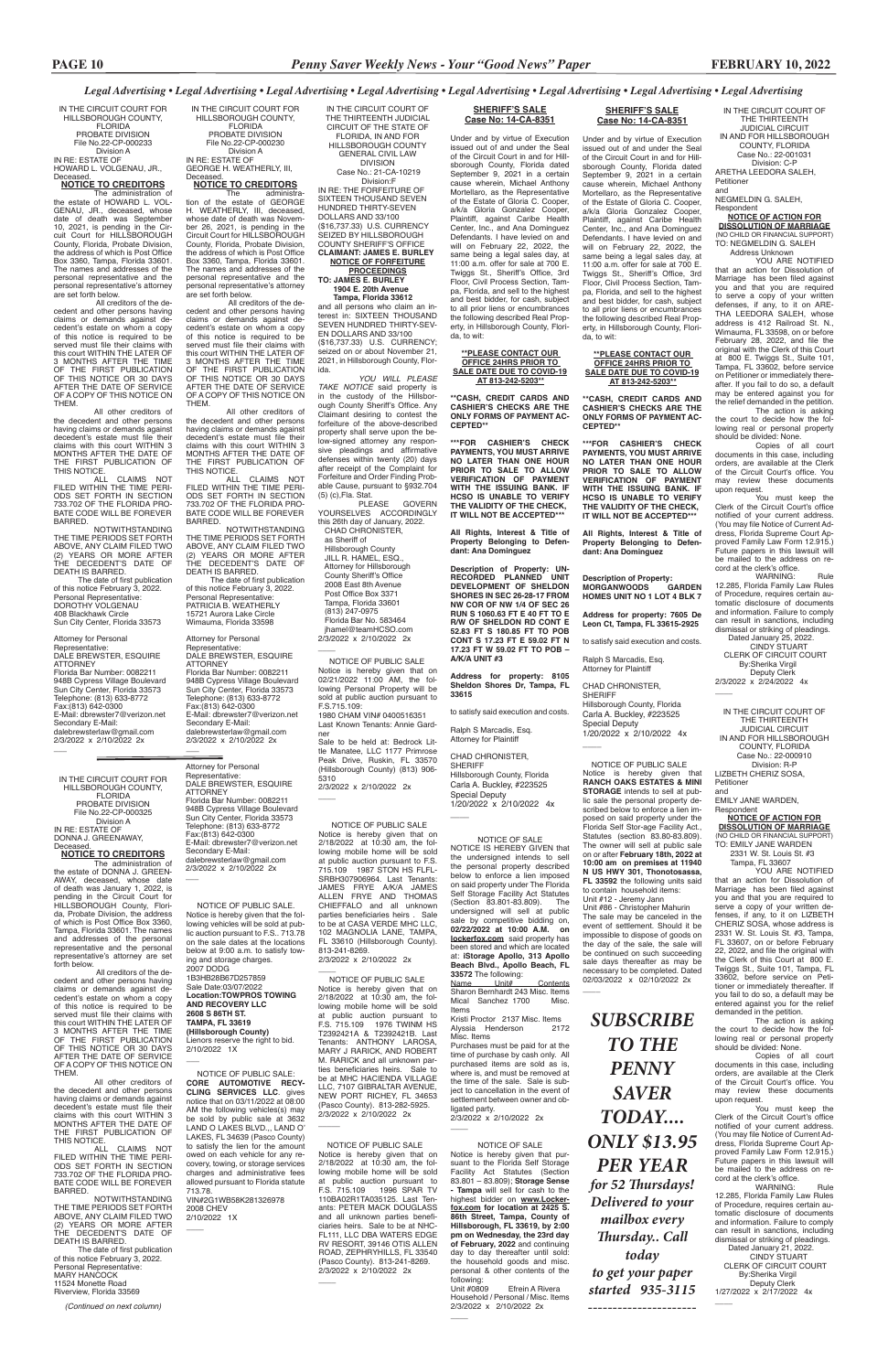*Legal Advertising • Legal Advertising • Legal Advertising • Legal Advertising • Legal Advertising • Legal Advertising • Legal Advertising*

IN THE CIRCUIT COURT FOR HILLSBOROUGH COUNTY, FLORIDA
PROBATE DIVISION
File No.22-CP-000233
Division A
IN RE: ESTATE OF
HOWARD L. VOLGENAU, JR.,
Deceased.

**NOTICE TO CREDITORS**

The administration of the estate of HOWARD L. VOLGENAU, JR., deceased, whose date of death was September 10, 2021, is pending in the Circuit Court for HILLSBOROUGH County, Florida, Probate Division, the address of which is Post Office Box 3360, Tampa, Florida 33601. The names and addresses of the personal representative and the personal representative's attorney are set forth below.

All creditors of the decedent and other persons having claims or demands against decedent's estate on whom a copy of this notice is required to be served must file their claims with this court WITHIN THE LATER OF 3 MONTHS AFTER THE TIME OF THE FIRST PUBLICATION OF THIS NOTICE OR 30 DAYS AFTER THE DATE OF SERVICE OF A COPY OF THIS NOTICE ON THEM.

All other creditors of the decedent and other persons having claims or demands against decedent's estate must file their claims with this court WITHIN 3 MONTHS AFTER THE DATE OF THE FIRST PUBLICATION OF THIS NOTICE.

ALL CLAIMS NOT FILED WITHIN THE TIME PERIODS SET FORTH IN SECTION 733.702 OF THE FLORIDA PROBATE CODE WILL BE FOREVER BARRED.

NOTWITHSTANDING THE TIME PERIODS SET FORTH ABOVE, ANY CLAIM FILED TWO (2) YEARS OR MORE AFTER THE DECEDENT'S DATE OF DEATH IS BARRED.

The date of first publication of this notice February 3, 2022.
Personal Representative:
DOROTHY VOLGENAU
408 Blackhawk Circle
Sun City Center, Florida 33573

Attorney for Personal Representative:
DALE BREWSTER, ESQUIRE
ATTORNEY
Florida Bar Number: 0082211
948B Cypress Village Boulevard
Sun City Center, Florida 33573
Telephone: (813) 633-8772
Fax:(813) 642-0300
E-Mail: dbrewster7@verizon.net
Secondary E-Mail:
dalebrewsterlaw@gmail.com
2/3/2022 x 2/10/2022 2x

---

IN THE CIRCUIT COURT FOR HILLSBOROUGH COUNTY, FLORIDA
PROBATE DIVISION
File No.22-CP-000325
Division A
IN RE: ESTATE OF
DONNA J. GREENAWAY,
Deceased.

**NOTICE TO CREDITORS**

The administration of the estate of DONNA J. GREENAWAY, deceased, whose date of death was January 1, 2022, is pending in the Circuit Court for HILLSBOROUGH County, Florida, Probate Division, the address of which is Post Office Box 3360, Tampa, Florida 33601. The names and addresses of the personal representative and the personal representative's attorney are set forth below.

All creditors of the decedent and other persons having claims or demands against decedent's estate on whom a copy of this notice is required to be served must file their claims with this court WITHIN THE LATER OF 3 MONTHS AFTER THE TIME OF THE FIRST PUBLICATION OF THIS NOTICE OR 30 DAYS AFTER THE DATE OF SERVICE OF A COPY OF THIS NOTICE ON THEM.

All other creditors of the decedent and other persons having claims or demands against decedent's estate must file their claims with this court WITHIN 3 MONTHS AFTER THE DATE OF THE FIRST PUBLICATION OF THIS NOTICE.

ALL CLAIMS NOT FILED WITHIN THE TIME PERIODS SET FORTH IN SECTION 733.702 OF THE FLORIDA PROBATE CODE WILL BE FOREVER BARRED.

NOTWITHSTANDING THE TIME PERIODS SET FORTH ABOVE, ANY CLAIM FILED TWO (2) YEARS OR MORE AFTER THE DECEDENT'S DATE OF DEATH IS BARRED.

The date of first publication of this notice February 3, 2022.
Personal Representative:
MARY HANCOCK
11524 Monette Road
Riverview, Florida 33569

*(Continued on next column)*

---

IN THE CIRCUIT COURT FOR HILLSBOROUGH COUNTY, FLORIDA
PROBATE DIVISION
File No.22-CP-000230
Division A
IN RE: ESTATE OF
GEORGE H. WEATHERLY, III,
Deceased.

**NOTICE TO CREDITORS**

The administration of the estate of GEORGE H. WEATHERLY, III, deceased, whose date of death was November 26, 2021, is pending in the Circuit Court for HILLSBOROUGH County, Florida, Probate Division, the address of which is Post Office Box 3360, Tampa, Florida 33601. The names and addresses of the personal representative and the personal representative's attorney are set forth below.

All creditors of the decedent and other persons having claims or demands against decedent's estate on whom a copy of this notice is required to be served must file their claims with this court WITHIN THE LATER OF 3 MONTHS AFTER THE TIME OF THE FIRST PUBLICATION OF THIS NOTICE OR 30 DAYS AFTER THE DATE OF SERVICE OF A COPY OF THIS NOTICE ON THEM.

All other creditors of the decedent and other persons having claims or demands against decedent's estate must file their claims with this court WITHIN 3 MONTHS AFTER THE DATE OF THE FIRST PUBLICATION OF THIS NOTICE.

ALL CLAIMS NOT FILED WITHIN THE TIME PERIODS SET FORTH IN SECTION 733.702 OF THE FLORIDA PROBATE CODE WILL BE FOREVER BARRED.

NOTWITHSTANDING THE TIME PERIODS SET FORTH ABOVE, ANY CLAIM FILED TWO (2) YEARS OR MORE AFTER THE DECEDENT'S DATE OF DEATH IS BARRED.

The date of first publication of this notice February 3, 2022.
Personal Representative:
PATRICIA B. WEATHERLY
15721 Aurora Lake Circle
Wimauma, Florida 33598

Attorney for Personal Representative:
DALE BREWSTER, ESQUIRE
ATTORNEY
Florida Bar Number: 0082211
948B Cypress Village Boulevard
Sun City Center, Florida 33573
Telephone: (813) 633-8772
Fax:(813) 642-0300
E-Mail: dbrewster7@verizon.net
Secondary E-Mail:
dalebrewsterlaw@gmail.com
2/3/2022 x 2/10/2022 2x

---

Attorney for Personal Representative:
DALE BREWSTER, ESQUIRE
ATTORNEY
Florida Bar Number: 0082211
948B Cypress Village Boulevard
Sun City Center, Florida 33573
Telephone: (813) 633-8772
Fax:(813) 642-0300
E-Mail: dbrewster7@verizon.net
Secondary E-Mail:
dalebrewsterlaw@gmail.com
2/3/2022 x 2/10/2022 2x

---

NOTICE OF PUBLIC SALE.
Notice is hereby given that the following vehicles will be sold at public auction pursuant to F.S. 713.78 on the sale dates at the locations below at 9:00 a.m. to satisfy towing and storage charges.
2007 DODG
1B3HB28B67D257859
Sale Date:03/07/2022
**Location:TOWPROS TOWING AND RECOVERY LLC**
**2608 S 86TH ST.**
**TAMPA, FL 33619**
Lienors reserve the right to bid.
2/10/2022 1X

---

NOTICE OF PUBLIC SALE: **CORE AUTOMOTIVE RECYCLING SERVICES LLC**. gives notice that on 03/11/2022 at 08:00 AM the following vehicles(s) may be sold by public sale at 3632 LAND O LAKES BLVD., LAND O' LAKES, FL 34639 (Pasco County) to satisfy the lien for the amount owed on each vehicle for any recovery, towing, or storage services charges and administrative fees allowed pursuant to Florida statute 713.78.
VIN#2G1WB58K281326978
2008 CHEV
2/10/2022 1X

---

IN THE CIRCUIT COURT OF THE THIRTEENTH JUDICIAL CIRCUIT OF THE STATE OF FLORIDA, IN AND FOR HILLSBOROUGH COUNTY
GENERAL CIVIL LAW DIVISION
Case No.: 21-CA-10219
Division:F
IN RE: THE FORFEITURE OF SIXTEEN THOUSAND SEVEN HUNDRED THIRTY-SEVEN DOLLARS AND 33/100 ($16,737.33) U.S. CURRENCY SEIZED BY HILLSBOROUGH COUNTY SHERIFF'S OFFICE

**NOTICE OF FORFEITURE PROCEEDINGS**

**TO: JAMES E. BURLEY**
**1904 E. 20th Avenue**
**Tampa, Florida 33612**
and all persons who claim an interest in: SIXTEEN THOUSAND SEVEN HUNDRED THIRTY-SEVEN DOLLARS AND 33/100 ($16,737.33) U.S. CURRENCY; seized on or about November 21, 2021, in Hillsborough County, Florida.

*YOU WILL PLEASE TAKE NOTICE* said property is in the custody of the Hillsborough County Sheriff's Office. Any Claimant desiring to contest the forfeiture of the above-described property shall serve upon the below-signed attorney any responsive pleadings and affirmative defenses within twenty (20) days after receipt of the Complaint for Forfeiture and Order Finding Probable Cause, pursuant to §932.704 (5) (c),Fla. Stat.

PLEASE GOVERN YOURSELVES ACCORDINGLY this 26th day of January, 2022.
CHAD CHRONISTER,
as Sheriff of
Hillsborough County
JILL R. HAMEL, ESQ.,
Attorney for Hillsborough County Sheriff's Office
2008 East 8th Avenue
Post Office Box 3371
Tampa, Florida 33601
(813) 247-0975
Florida Bar No. 583464
jhamel@teamHCSO.com
2/3/2022 x 2/10/2022 2x

---

NOTICE OF PUBLIC SALE
Notice is hereby given that on 02/21/2022 11:00 AM, the following Personal Property will be sold at public auction pursuant to F.S.715.109:
1980 CHAR VIN# 0400516351
Last Known Tenants: Annie Gardner
Sale to be held at: Bedrock Little Manatee, LLC 1177 Primrose Peak Drive, Ruskin, FL 33570 (Hillsborough County) (813) 906-5310
2/3/2022 x 2/10/2022 2x

---

NOTICE OF PUBLIC SALE
Notice is hereby given that on 2/18/2022 at 10:30 am, the following mobile home will be sold at public auction pursuant to F.S. 715.109 1987 STON HS FLFL-SRBH307906964. Last Tenants: JAMES FRYE A/K/A JAMES ALLEN FRYE AND THOMAS CHIEFFALO and all unknown parties beneficiaries heirs . Sale to be at CASA VERDE MHC LLC, 102 MAGNOLIA LANE, TAMPA, FL 33610 (Hillsborough County). 813-241-8269.
2/3/2022 x 2/10/2022 2x

---

NOTICE OF PUBLIC SALE
Notice is hereby given that on 2/18/2022 at 10:30 am, the following mobile home will be sold at public auction pursuant to F.S. 715.109 1976 TWAM HS T2392421A & T2392421B. Last Tenants: ANTHONY LAROSA, MARY J RARICK, AND ROBERT M. RARICK and all unknown parties beneficiaries heirs. Sale to be at MHC HACIENDA VILLAGE LLC, 7107 GIBRALTAR AVENUE, NEW PORT RICHEY, FL 34653 (Pasco County). 813-282-5925.
2/3/2022 x 2/10/2022 2x

---

NOTICE OF PUBLIC SALE
Notice is hereby given that on 2/18/2022 at 10:30 am, the following mobile home will be sold at public auction pursuant to F.S. 715.109 1996 SPAR TV 110BA02R1TA035125. Last Tenants: PETER MACK DOUGLASS and all unknown parties beneficiaries heirs. Sale to be at NHC-FL111, LLC DBA WATERS EDGE RV RESORT, 39146 OTIS ALLEN ROAD, ZEPHRYHILLS, FL 33540 (Pasco County). 813-241-8269.
2/3/2022 x 2/10/2022 2x

---

**SHERIFF'S SALE**
**Case No: 14-CA-8351**

Under and by virtue of Execution issued out of and under the Seal of the Circuit Court in and for Hillsborough County, Florida dated September 9, 2021 in a certain cause wherein, Michael Anthony Mortellaro, as the Representative of the Estate of Gloria C. Cooper, a/k/a Gloria Gonzalez Cooper, Plaintiff, against Caribe Health Center, Inc., and Ana Dominguez Defendants. I have levied on and will on February 22, 2022, the same being a legal sales day, at 11:00 a.m. offer for sale at 700 E. Twiggs St., Sheriff's Office, 3rd Floor, Civil Process Section, Tampa, Florida, and sell to the highest and best bidder, for cash, subject to all prior liens or encumbrances the following described Real Property, in Hillsborough County, Florida, to wit:

**\*\*PLEASE CONTACT OUR OFFICE 24HRS PRIOR TO SALE DATE DUE TO COVID-19 AT 813-242-5203\*\***

**\*\*CASH, CREDIT CARDS AND CASHIER'S CHECKS ARE THE ONLY FORMS OF PAYMENT ACCEPTED\*\***

**\*\*\*FOR CASHIER'S CHECK PAYMENTS, YOU MUST ARRIVE NO LATER THAN ONE HOUR PRIOR TO SALE TO ALLOW VERIFICATION OF PAYMENT WITH THE ISSUING BANK. IF HCSO IS UNABLE TO VERIFY THE VALIDITY OF THE CHECK, IT WILL NOT BE ACCEPTED\*\*\***

**All Rights, Interest & Title of Property Belonging to Defendant: Ana Dominguez**

**Description of Property: UNRECORDED PLANNED UNIT DEVELOPMENT OF SHELDON SHORES IN SEC 26-28-17 FROM NW COR OF NW 1/4 OF SEC 26 RUN S 1060.63 FT E 40 FT TO E R/W OF SHELDON RD CONT E 52.83 FT S 180.85 FT TO POB CONT S 17.23 FT E 59.02 FT N 17.23 FT W 59.02 FT TO POB – A/K/A UNIT #3**

**Address for property: 8105 Sheldon Shores Dr, Tampa, FL 33615**

to satisfy said execution and costs.

Ralph S Marcadis, Esq.
Attorney for Plaintiff

CHAD CHRONISTER,
SHERIFF
Hillsborough County, Florida
Carla A. Buckley, #223525
Special Deputy
1/20/2022 x 2/10/2022 4x

---

NOTICE OF SALE
NOTICE IS HEREBY GIVEN that the undersigned intends to sell the personal property described below to enforce a lien imposed on said property under The Florida Self Storage Facility Act Statutes (Section 83.801-83.809). The undersigned will sell at public sale by competitive bidding on, **02/22/2022 at 10:00 A.M. on lockerfox.com** said property has been stored and which are located at: **iStorage Apollo, 313 Apollo Beach Blvd., Apollo Beach, FL 33572** The following:

| Name | Unit# | Contents |
|---|---|---|
| Sharon Bernhardt 243 Misc. Items | | |
| Mical Sanchez 1700 | | Misc. Items |
| Kristi Proctor 2137 Misc. Items | | |
| Alyssia Henderson | 2172 | Misc. Items |

Purchases must be paid for at the time of purchase by cash only. All purchased items are sold as is, where is, and must be removed at the time of the sale. Sale is subject to cancellation in the event of settlement between owner and obligated party.
2/3/2022 x 2/10/2022 2x

---

NOTICE OF SALE
Notice is hereby given that pursuant to the Florida Self Storage Facility Act Statutes (Section 83.801 – 83.809); **Storage Sense - Tampa** will sell for cash to the highest bidder on **www.Lockerfox.com for location at 2425 S. 86th Street, Tampa, County of Hillsborough, FL 33619, by 2:00 pm on Wednesday, the 23rd day of February, 2022** and continuing day to day thereafter until sold: the household goods and misc. personal & other contents of the following:
Unit #0809 Efrein A Rivera Household / Personal / Misc. Items
2/3/2022 x 2/10/2022 2x

---

**SHERIFF'S SALE**
**Case No: 14-CA-8351**

Under and by virtue of Execution issued out of and under the Seal of the Circuit Court in and for Hillsborough County, Florida dated September 9, 2021 in a certain cause wherein, Michael Anthony Mortellaro, as the Representative of the Estate of Gloria C. Cooper, a/k/a Gloria Gonzalez Cooper, Plaintiff, against Caribe Health Center, Inc., and Ana Dominguez Defendants. I have levied on and will on February 22, 2022, the same being a legal sales day, at 11:00 a.m. offer for sale at 700 E. Twiggs St., Sheriff's Office, 3rd Floor, Civil Process Section, Tampa, Florida, and sell to the highest and best bidder, for cash, subject to all prior liens or encumbrances the following described Real Property, in Hillsborough County, Florida, to wit:

**\*\*PLEASE CONTACT OUR OFFICE 24HRS PRIOR TO SALE DATE DUE TO COVID-19 AT 813-242-5203\*\***

**\*\*CASH, CREDIT CARDS AND CASHIER'S CHECKS ARE THE ONLY FORMS OF PAYMENT ACCEPTED\*\***

**\*\*\*FOR CASHIER'S CHECK PAYMENTS, YOU MUST ARRIVE NO LATER THAN ONE HOUR PRIOR TO SALE TO ALLOW VERIFICATION OF PAYMENT WITH THE ISSUING BANK. IF HCSO IS UNABLE TO VERIFY THE VALIDITY OF THE CHECK, IT WILL NOT BE ACCEPTED\*\*\***

**All Rights, Interest & Title of Property Belonging to Defendant: Ana Dominguez**

**Description of Property: NORGANWOODS GARDEN HOMES UNIT NO 1 LOT 4 BLK 7**

**Address for property: 7605 De Leon Ct, Tampa, FL 33615-2925**

to satisfy said execution and costs.

Ralph S Marcadis, Esq.
Attorney for Plaintiff

CHAD CHRONISTER,
SHERIFF
Hillsborough County, Florida
Carla A. Buckley, #223525
Special Deputy
1/20/2022 x 2/10/2022 4x

---

NOTICE OF PUBLIC SALE
Notice is hereby given that **RANCH OAKS ESTATES & MINI STORAGE** intends to sell at public sale the personal property described below to enforce a lien imposed on said property under the Florida Self Storage Facility Act, Statutes (section 83.80-83.809). The owner will sell at public sale on or after **February 18th, 2022 at 10:00 am on premises at 11940 N US HWY 301, Thonotosassa, FL 33592** the following units said to contain household items:
Unit #12 - Jeremy Jann
Unit #86 - Christopher Mahurin
The sale may be canceled in the event of settlement. Should it be impossible to dispose of goods on the day of the sale, the sale will be continued on such succeeding sale days thereafter as may be necessary to be completed. Dated 02/03/2022 x 02/10/2022 2x

---

***SUBSCRIBE TO THE PENNY SAVER TODAY.... ONLY $13.95 PER YEAR for 52 Thursdays! Delivered to your mailbox every Thursday.. Call today to get your paper started 935-3115***

---

IN THE CIRCUIT COURT OF THE THIRTEENTH JUDICIAL CIRCUIT IN AND FOR HILLSBOROUGH COUNTY, FLORIDA
Case No.: 22-001031
Division: C-P
ARETHA LEEDORA SALEH,
Petitioner
and
NEGMELDIN G. SALEH,
Respondent

**NOTICE OF ACTION FOR DISSOLUTION OF MARRIAGE**
(NO CHILD OR FINANCIAL SUPPORT)
TO: NEGMELDIN G. SALEH
Address Unknown

YOU ARE NOTIFIED that an action for Dissolution of Marriage has been filed against you and that you are required to serve a copy of your written defenses, if any, to it on ARETHA LEEDORA SALEH, whose address is 412 Railroad St. N., Wimauma, FL 33598, on or before February 28, 2022, and file the original with the Clerk of this Court at 800 E. Twiggs St., Suite 101, Tampa, FL 33602, before service on Petitioner or immediately thereafter. If you fail to do so, a default may be entered against you for the relief demanded in the petition.

The action is asking the court to decide how the following real or personal property should be divided: None.

Copies of all court documents in this case, including orders, are available at the Clerk of the Circuit Court's office. You may review these documents upon request.

You must keep the Clerk of the Circuit Court's office notified of your current address. (You may file Notice of Current Address, Florida Supreme Court Approved Family Law Form 12.915.) Future papers in this lawsuit will be mailed to the address on record at the clerk's office.

WARNING: Rule 12.285, Florida Family Law Rules of Procedure, requires certain automatic disclosure of documents and information. Failure to comply can result in sanctions, including dismissal or striking of pleadings.

Dated January 25, 2022.
CINDY STUART
CLERK OF CIRCUIT COURT
By:Sherika Virgil
Deputy Clerk
2/3/2022 x 2/24/2022 4x

---

IN THE CIRCUIT COURT OF THE THIRTEENTH JUDICIAL CIRCUIT IN AND FOR HILLSBOROUGH COUNTY, FLORIDA
Case No.: 22-000910
Division: R-P
LIZBETH CHERIZ SOSA,
Petitioner
and
EMILY JANE WARDEN,
Respondent

**NOTICE OF ACTION FOR DISSOLUTION OF MARRIAGE**
(NO CHILD OR FINANCIAL SUPPORT)
TO: EMILY JANE WARDEN
2331 W. St. Louis St. #3
Tampa, FL 33607

YOU ARE NOTIFIED that an action for Dissolution of Marriage has been filed against you and that you are required to serve a copy of your written defenses, if any, to it on LIZBETH CHERIZ SOSA, whose address is 2331 W. St. Louis St. #3, Tampa, FL 33607, on or before February 22, 2022, and file the original with the Clerk of this Court at 800 E. Twiggs St., Suite 101, Tampa, FL 33602, before service on Petitioner or immediately thereafter. If you fail to do so, a default may be entered against you for the relief demanded in the petition.

The action is asking the court to decide how the following real or personal property should be divided: None.

Copies of all court documents in this case, including orders, are available at the Clerk of the Circuit Court's office. You may review these documents upon request.

You must keep the Clerk of the Circuit Court's office notified of your current address. (You may file Notice of Current Address, Florida Supreme Court Approved Family Law Form 12.915.) Future papers in this lawsuit will be mailed to the address on record at the clerk's office.

WARNING: Rule 12.285, Florida Family Law Rules of Procedure, requires certain automatic disclosure of documents and information. Failure to comply can result in sanctions, including dismissal or striking of pleadings.

Dated January 21, 2022.
CINDY STUART
CLERK OF CIRCUIT COURT
By:Sherika Virgil
Deputy Clerk
1/27/2022 x 2/17/2022 4x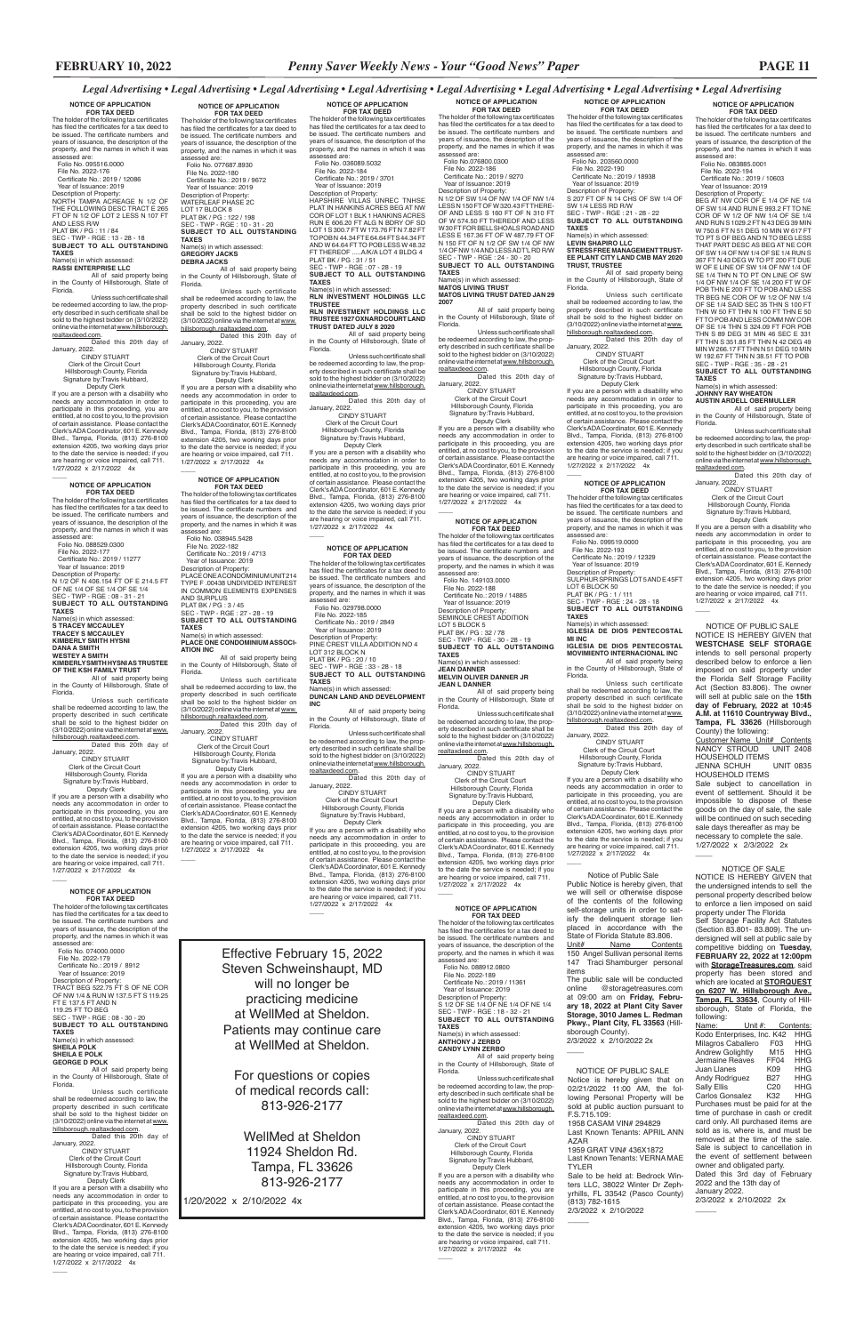*Legal Advertising • Legal Advertising • Legal Advertising • Legal Advertising • Legal Advertising • Legal Advertising • Legal Advertising*

**NOTICE OF APPLICATION FOR TAX DEED**

The holder of the following tax certificates has filed the certificates for a tax deed to be issued. The certificate numbers and years of issuance, the description of the property, and the names in which it was assessed are:

Folio No. 095516.0000
File No. 2022-176
Certificate No.: 2019 / 12086
Year of Issuance: 2019

Description of Property:
NORTH TAMPA ACREAGE N 1/2 OF THE FOLLOWING DESC TRACT E 265 FT OF N 1/2 OF LOT 2 LESS N 107 FT AND LESS R/W
PLAT BK / PG : 11 / 84
SEC - TWP - RGE : 13 - 28 - 18
**SUBJECT TO ALL OUTSTANDING TAXES**

Name(s) in which assessed:
**RASSI ENTERPRISE LLC**

All of said property being in the County of Hillsborough, State of Florida.

Unless such certificate shall be redeemed according to law, the property described in such certificate shall be sold to the highest bidder on (3/10/2022) online via the internet at www.hillsborough.realtaxdeed.com.

Dated this 20th day of January, 2022.

CINDY STUART
Clerk of the Circuit Court
Hillsborough County, Florida
Signature by:Travis Hubbard,
Deputy Clerk

If you are a person with a disability who needs any accommodation in order to participate in this proceeding, you are entitled, at no cost to you, to the provision of certain assistance. Please contact the Clerk's ADA Coordinator, 601 E. Kennedy Blvd., Tampa, Florida, (813) 276-8100 extension 4205, two working days prior to the date the service is needed; if you are hearing or voice impaired, call 711.

1/27/2022 x 2/17/2022 4x

---

**NOTICE OF APPLICATION FOR TAX DEED**

The holder of the following tax certificates has filed the certificates for a tax deed to be issued. The certificate numbers and years of issuance, the description of the property, and the names in which it was assessed are:

Folio No. 088529.0300
File No. 2022-177
Certificate No.: 2019 / 11277
Year of Issuance: 2019

Description of Property:
N 1/2 OF N 406.154 FT OF E 214.5 FT OF NE 1/4 OF SE 1/4 OF SE 1/4
SEC - TWP - RGE : 08 - 31 - 21
**SUBJECT TO ALL OUTSTANDING TAXES**

Name(s) in which assessed:
**S TRACEY MCCAULEY**
**TRACEY S MCCAULEY**
**KIMBERLY SMITH HYSNI**
**DANA A SMITH**
**WESTEY A SMITH**
**KIMBERLY SMITH HYSNI AS TRUSTEE OF THE KSH FAMILY TRUST**

All of said property being in the County of Hillsborough, State of Florida.

Unless such certificate shall be redeemed according to law, the property described in such certificate shall be sold to the highest bidder on (3/10/2022) online via the internet at www.hillsborough.realtaxdeed.com.

Dated this 20th day of January, 2022.

CINDY STUART
Clerk of the Circuit Court
Hillsborough County, Florida
Signature by:Travis Hubbard,
Deputy Clerk

If you are a person with a disability who needs any accommodation in order to participate in this proceeding, you are entitled, at no cost to you, to the provision of certain assistance. Please contact the Clerk's ADA Coordinator, 601 E. Kennedy Blvd., Tampa, Florida, (813) 276-8100 extension 4205, two working days prior to the date the service is needed; if you are hearing or voice impaired, call 711.

1/27/2022 x 2/17/2022 4x

---

**NOTICE OF APPLICATION FOR TAX DEED**

The holder of the following tax certificates has filed the certificates for a tax deed to be issued. The certificate numbers and years of issuance, the description of the property, and the names in which it was assessed are:

Folio No. 074000.0000
File No. 2022-179
Certificate No.: 2019 / 8912
Year of Issuance: 2019

Description of Property:
TRACT BEG 522.75 FT S OF NE COR OF NW 1/4 & RUN W 137.5 FT S 119.25 FT E 137.5 FT AND N 119.25 FT TO BEG
SEC - TWP - RGE : 08 - 30 - 20
**SUBJECT TO ALL OUTSTANDING TAXES**

Name(s) in which assessed:
**SHEILA POLK**
**SHEILA E POLK**
**GEORGE D POLK**

All of said property being in the County of Hillsborough, State of Florida.

Unless such certificate shall be redeemed according to law, the property described in such certificate shall be sold to the highest bidder on (3/10/2022) online via the internet at www.hillsborough.realtaxdeed.com.

Dated this 20th day of January, 2022.

CINDY STUART
Clerk of the Circuit Court
Hillsborough County, Florida
Signature by:Travis Hubbard,
Deputy Clerk

If you are a person with a disability who needs any accommodation in order to participate in this proceeding, you are entitled, at no cost to you, to the provision of certain assistance. Please contact the Clerk's ADA Coordinator, 601 E. Kennedy Blvd., Tampa, Florida, (813) 276-8100 extension 4205, two working days prior to the date the service is needed; if you are hearing or voice impaired, call 711.

1/27/2022 x 2/17/2022 4x

---

**NOTICE OF APPLICATION FOR TAX DEED**

The holder of the following tax certificates has filed the certificates for a tax deed to be issued. The certificate numbers and years of issuance, the description of the property, and the names in which it was assessed are:

Folio No. 077687.8930
File No. 2022-180
Certificate No.: 2019 / 9672
Year of Issuance: 2019

Description of Property:
WATERLEAF PHASE 2C
LOT 17 BLOCK 8
PLAT BK / PG : 122 / 198
SEC - TWP - RGE : 10 - 31 - 20
**SUBJECT TO ALL OUTSTANDING TAXES**

Name(s) in which assessed:
**GREGORY JACKS**
**DEBRA JACKS**

All of said property being in the County of Hillsborough, State of Florida.

Unless such certificate shall be redeemed according to law, the property described in such certificate shall be sold to the highest bidder on (3/10/2022) online via the internet at www.hillsborough.realtaxdeed.com.

Dated this 20th day of January, 2022.

CINDY STUART
Clerk of the Circuit Court
Hillsborough County, Florida
Signature by:Travis Hubbard,
Deputy Clerk

If you are a person with a disability who needs any accommodation in order to participate in this proceeding, you are entitled, at no cost to you, to the provision of certain assistance. Please contact the Clerk's ADA Coordinator, 601 E. Kennedy Blvd., Tampa, Florida, (813) 276-8100 extension 4205, two working days prior to the date the service is needed; if you are hearing or voice impaired, call 711.

1/27/2022 x 2/17/2022 4x

---

**NOTICE OF APPLICATION FOR TAX DEED**

The holder of the following tax certificates has filed the certificates for a tax deed to be issued. The certificate numbers and years of issuance, the description of the property, and the names in which it was assessed are:

Folio No. 038945.5428
File No. 2022-182
Certificate No.: 2019 / 4713
Year of Issuance: 2019

Description of Property:
PLACE ONE CONDOMINIUM UNIT 214 TYPE F .00438 UNDIVIDED INTEREST IN COMMON ELEMENTS EXPENSES AND SURPLUS
PLAT BK / PG : 3 / 45
SEC - TWP - RGE : 27 - 28 - 19
**SUBJECT TO ALL OUTSTANDING TAXES**

Name(s) in which assessed:
**PLACE ONE CONDOMINIUM ASSOCIATION INC**

All of said property being in the County of Hillsborough, State of Florida.

Unless such certificate shall be redeemed according to law, the property described in such certificate shall be sold to the highest bidder on (3/10/2022) online via the internet at www.hillsborough.realtaxdeed.com.

Dated this 20th day of January, 2022.

CINDY STUART
Clerk of the Circuit Court
Hillsborough County, Florida
Signature by:Travis Hubbard,
Deputy Clerk

If you are a person with a disability who needs any accommodation in order to participate in this proceeding, you are entitled, at no cost to you, to the provision of certain assistance. Please contact the Clerk's ADA Coordinator, 601 E. Kennedy Blvd., Tampa, Florida, (813) 276-8100 extension 4205, two working days prior to the date the service is needed; if you are hearing or voice impaired, call 711.

1/27/2022 x 2/17/2022 4x

---

**NOTICE OF APPLICATION FOR TAX DEED**

The holder of the following tax certificates has filed the certificates for a tax deed to be issued. The certificate numbers and years of issuance, the description of the property, and the names in which it was assessed are:

Folio No. 036089.5032
File No. 2022-183
Certificate No.: 2019 / 3701
Year of Issuance: 2019

Description of Property:
HAPSHIRE VILLAS UNREC TNHSE PLAT IN HANKINS ACRES BEG AT NW COR OF LOT 1 BLK 1 HANKINS ACRES RUN E 606.20 FT ALG N BDRY OF SD LOT 1 S 300.7 FT W 173.76 FT N 7.82 FT TO POB N 44.34 FT E 64.64 FT S 44.34 FT AND W 64.64 FT TO POB LESS W 48.32 FT THEREOF .....A/K/A LOT 4 BLDG 4
PLAT BK / PG : 31 / 51
SEC - TWP - RGE : 07 - 28 - 19
**SUBJECT TO ALL OUTSTANDING TAXES**

Name(s) in which assessed:
**RLN INVESTMENT HOLDINGS LLC TRUSTEE**
**RLN INVESTMENT HOLDINGS LLC TRUSTEE 1927 OXNARD COURT LAND TRUST DATED JULY 8 2020**

All of said property being in the County of Hillsborough, State of Florida.

Unless such certificate shall be redeemed according to law, the property described in such certificate shall be sold to the highest bidder on (3/10/2022) online via the internet at www.hillsborough.realtaxdeed.com.

Dated this 20th day of January, 2022.

CINDY STUART
Clerk of the Circuit Court
Hillsborough County, Florida
Signature by:Travis Hubbard,
Deputy Clerk

If you are a person with a disability who needs any accommodation in order to participate in this proceeding, you are entitled, at no cost to you, to the provision of certain assistance. Please contact the Clerk's ADA Coordinator, 601 E. Kennedy Blvd., Tampa, Florida, (813) 276-8100 extension 4205, two working days prior to the date the service is needed; if you are hearing or voice impaired, call 711.

1/27/2022 x 2/17/2022 4x

---

**NOTICE OF APPLICATION FOR TAX DEED**

The holder of the following tax certificates has filed the certificates for a tax deed to be issued. The certificate numbers and years of issuance, the description of the property, and the names in which it was assessed are:

Folio No. 029798.0000
File No. 2022-185
Certificate No.: 2019 / 2849
Year of Issuance: 2019

Description of Property:
PINE CREST VILLA ADDITION NO 4 LOT 312 BLOCK N
PLAT BK / PG : 20 / 10
SEC - TWP - RGE : 33 - 28 - 18
**SUBJECT TO ALL OUTSTANDING TAXES**

Name(s) in which assessed:
**DUNCAN LAND AND DEVELOPMENT INC**

All of said property being in the County of Hillsborough, State of Florida.

Unless such certificate shall be redeemed according to law, the property described in such certificate shall be sold to the highest bidder on (3/10/2022) online via the internet at www.hillsborough.realtaxdeed.com.

Dated this 20th day of January, 2022.

CINDY STUART
Clerk of the Circuit Court
Hillsborough County, Florida
Signature by:Travis Hubbard,
Deputy Clerk

If you are a person with a disability who needs any accommodation in order to participate in this proceeding, you are entitled, at no cost to you, to the provision of certain assistance. Please contact the Clerk's ADA Coordinator, 601 E. Kennedy Blvd., Tampa, Florida, (813) 276-8100 extension 4205, two working days prior to the date the service is needed; if you are hearing or voice impaired, call 711.

1/27/2022 x 2/17/2022 4x

---

**NOTICE OF APPLICATION FOR TAX DEED**

The holder of the following tax certificates has filed the certificates for a tax deed to be issued. The certificate numbers and years of issuance, the description of the property, and the names in which it was assessed are:

Folio No.076800.0300
File No. 2022-186
Certificate No.: 2019 / 9270
Year of Issuance: 2019

Description of Property:
N 1/2 OF SW 1/4 OF NW 1/4 OF NW 1/4 LESS N 150 FT OF W 320.43 FT THEREOF AND LESS S 160 FT OF N 310 FT OF W 574.50 FT THEREOF AND LESS W 30 FT FOR BELL SHOALS ROAD AND LESS E 167.36 FT OF W 487.79 FT OF N 150 FT OF N 1/2 OF SW 1/4 OF NW 1/4 OF NW 1/4 AND LESS ADT'L RD R/W
SEC - TWP - RGE : 24 - 30 - 20
**SUBJECT TO ALL OUTSTANDING TAXES**

Name(s) in which assessed:
**MATOS LIVING TRUST**
**MATOS LIVING TRUST DATED JAN 29 2007**

All of said property being in the County of Hillsborough, State of Florida.

Unless such certificate shall be redeemed according to law, the property described in such certificate shall be sold to the highest bidder on (3/10/2022) online via the internet at www.hillsborough.realtaxdeed.com.

Dated this 20th day of January, 2022.

CINDY STUART
Clerk of the Circuit Court
Hillsborough County, Florida
Signature by:Travis Hubbard,
Deputy Clerk

If you are a person with a disability who needs any accommodation in order to participate in this proceeding, you are entitled, at no cost to you, to the provision of certain assistance. Please contact the Clerk's ADA Coordinator, 601 E. Kennedy Blvd., Tampa, Florida, (813) 276-8100 extension 4205, two working days prior to the date the service is needed; if you are hearing or voice impaired, call 711.

1/27/2022 x 2/17/2022 4x

---

**NOTICE OF APPLICATION FOR TAX DEED**

The holder of the following tax certificates has filed the certificates for a tax deed to be issued. The certificate numbers and years of issuance, the description of the property, and the names in which it was assessed are:

Folio No. 149103.0000
File No. 2022-188
Certificate No.: 2019 / 14885
Year of Issuance: 2019

Description of Property:
SEMINOLE CREST ADDITION
LOT 5 BLOCK 5
PLAT BK / PG : 32 / 78
SEC - TWP - RGE : 30 - 28 - 19
**SUBJECT TO ALL OUTSTANDING TAXES**

Name(s) in which assessed:
**JEAN DANNER**
**MELVIN OLIVER DANNER JR**
**JEAN L DANNER**

All of said property being in the County of Hillsborough, State of Florida.

Unless such certificate shall be redeemed according to law, the property described in such certificate shall be sold to the highest bidder on (3/10/2022) online via the internet at www.hillsborough.realtaxdeed.com.

Dated this 20th day of January, 2022.

CINDY STUART
Clerk of the Circuit Court
Hillsborough County, Florida
Signature by:Travis Hubbard,
Deputy Clerk

If you are a person with a disability who needs any accommodation in order to participate in this proceeding, you are entitled, at no cost to you, to the provision of certain assistance. Please contact the Clerk's ADA Coordinator, 601 E. Kennedy Blvd., Tampa, Florida, (813) 276-8100 extension 4205, two working days prior to the date the service is needed; if you are hearing or voice impaired, call 711.

1/27/2022 x 2/17/2022 4x

---

**NOTICE OF APPLICATION FOR TAX DEED**

The holder of the following tax certificates has filed the certificates for a tax deed to be issued. The certificate numbers and years of issuance, the description of the property, and the names in which it was assessed are:

Folio No. 088912.0800
File No. 2022-189
Certificate No.: 2019 / 11361
Year of Issuance: 2019

Description of Property:
S 1/2 OF SE 1/4 OF NE 1/4 OF NE 1/4
SEC - TWP - RGE : 18 - 32 - 21
**SUBJECT TO ALL OUTSTANDING TAXES**

Name(s) in which assessed:
**ANTHONY J ZERBO**
**CANDY LYNN ZERBO**

All of said property being in the County of Hillsborough, State of Florida.

Unless such certificate shall be redeemed according to law, the property described in such certificate shall be sold to the highest bidder on (3/10/2022) online via the internet at www.hillsborough.realtaxdeed.com.

Dated this 20th day of January, 2022.

CINDY STUART
Clerk of the Circuit Court
Hillsborough County, Florida
Signature by:Travis Hubbard,
Deputy Clerk

If you are a person with a disability who needs any accommodation in order to participate in this proceeding, you are entitled, at no cost to you, to the provision of certain assistance. Please contact the Clerk's ADA Coordinator, 601 E. Kennedy Blvd., Tampa, Florida, (813) 276-8100 extension 4205, two working days prior to the date the service is needed; if you are hearing or voice impaired, call 711.

1/27/2022 x 2/17/2022 4x

---

**NOTICE OF APPLICATION FOR TAX DEED**

The holder of the following tax certificates has filed the certificates for a tax deed to be issued. The certificate numbers and years of issuance, the description of the property, and the names in which it was assessed are:

Folio No. 203560.0000
File No. 2022-190
Certificate No.: 2019 / 18938
Year of Issuance: 2019

Description of Property:
S 207 FT OF N 14 CHS OF SW 1/4 OF SW 1/4 LESS RD R/W
SEC - TWP - RGE : 21 - 28 - 22
**SUBJECT TO ALL OUTSTANDING TAXES**

Name(s) in which assessed:
**LEVIN SHAPIRO LLC**
**STRESS FREE MANAGEMENT TRUSTEE PLANT CITY LAND CMB MAY 2020 TRUST, TRUSTEE**

All of said property being in the County of Hillsborough, State of Florida.

Unless such certificate shall be redeemed according to law, the property described in such certificate shall be sold to the highest bidder on (3/10/2022) online via the internet at www.hillsborough.realtaxdeed.com.

Dated this 20th day of January, 2022.

CINDY STUART
Clerk of the Circuit Court
Hillsborough County, Florida
Signature by:Travis Hubbard,
Deputy Clerk

If you are a person with a disability who needs any accommodation in order to participate in this proceeding, you are entitled, at no cost to you, to the provision of certain assistance. Please contact the Clerk's ADA Coordinator, 601 E. Kennedy Blvd., Tampa, Florida, (813) 276-8100 extension 4205, two working days prior to the date the service is needed; if you are hearing or voice impaired, call 711.

1/27/2022 x 2/17/2022 4x

---

**NOTICE OF APPLICATION FOR TAX DEED**

The holder of the following tax certificates has filed the certificates for a tax deed to be issued. The certificate numbers and years of issuance, the description of the property, and the names in which it was assessed are:

Folio No. 099519.0000
File No. 2022-193
Certificate No.: 2019 / 12329
Year of Issuance: 2019

Description of Property:
SULPHUR SPRINGS LOT 5 AND E 45FT LOT 6 BLOCK 50
PLAT BK / PG : 1 / 111
SEC - TWP - RGE : 24 - 28 - 18
**SUBJECT TO ALL OUTSTANDING TAXES**

Name(s) in which assessed:
**IGLESIA DE DIOS PENTECOSTAL MI INC**
**IGLESIA DE DIOS PENTECOSTAL MOVIMIENTO INTERNACIONAL INC**

All of said property being in the County of Hillsborough, State of Florida.

Unless such certificate shall be redeemed according to law, the property described in such certificate shall be sold to the highest bidder on (3/10/2022) online via the internet at www.hillsborough.realtaxdeed.com.

Dated this 20th day of January, 2022.

CINDY STUART
Clerk of the Circuit Court
Hillsborough County, Florida
Signature by:Travis Hubbard,
Deputy Clerk

If you are a person with a disability who needs any accommodation in order to participate in this proceeding, you are entitled, at no cost to you, to the provision of certain assistance. Please contact the Clerk's ADA Coordinator, 601 E. Kennedy Blvd., Tampa, Florida, (813) 276-8100 extension 4205, two working days prior to the date the service is needed; if you are hearing or voice impaired, call 711.

1/27/2022 x 2/17/2022 4x

---

**NOTICE OF APPLICATION FOR TAX DEED**

The holder of the following tax certificates has filed the certificates for a tax deed to be issued. The certificate numbers and years of issuance, the description of the property, and the names in which it was assessed are:

Folio No. 083885.0001
File No. 2022-194
Certificate No.: 2019 / 10603
Year of Issuance: 2019

Description of Property:
BEG AT NW COR OF E 1/4 OF NE 1/4 OF SW 1/4 AND RUN E 993.2 FT TO NE COR OF W 1/2 OF NW 1/4 OF SE 1/4 AND RUN S 1029.2 FT N 43 DEG 39 MIN W 750.6 FT N 51 DEG 10 MIN W 617 FT TO PT S OF BEG AND N TO BEG LESS THAT PART DESC AS BEG AT NE COR OF SW 1/4 OF NW 1/4 OF SE 1/4 RUN S 367 FT N 43 DEG W TO PT 200 FT DUE W OF E LINE OF SW 1/4 OF NW 1/4 OF SE 1/4 THN N TO PT ON LINE OF SW 1/4 OF NW 1/4 OF SE 1/4 200 FT W OF POB THN E 200 FT TO POB AND LESS TR BEG NE COR OF W 1/2 OF NW 1/4 OF SE 1/4 SAID SEC 35 THN S 100 FT THN W 50 FT THN N 100 FT THN E 50 FT TO POB AND LESS COMM NW COR OF SE 1/4 THN S 324.09 FT FOR POB THN S 89 DEG 31 MIN 46 SEC E 331 FT THN S 351.85 FT THN N 42 DEG 49 MIN W 266.17 FT THN N 51 DEG 10 MIN W 192.67 FT THN N 38.51 FT TO POB
SEC - TWP - RGE : 35 - 28 - 21
**SUBJECT TO ALL OUTSTANDING TAXES**

Name(s) in which assessed:
**JOHNNY RAY WHEATON**
**AUSTIN ARDELL OBERMULLER**

All of said property being in the County of Hillsborough, State of Florida.

Unless such certificate shall be redeemed according to law, the property described in such certificate shall be sold to the highest bidder on (3/10/2022) online via the internet at www.hillsborough.realtaxdeed.com.

Dated this 20th day of January, 2022.

CINDY STUART
Clerk of the Circuit Court
Hillsborough County, Florida
Signature by:Travis Hubbard,
Deputy Clerk

If you are a person with a disability who needs any accommodation in order to participate in this proceeding, you are entitled, at no cost to you, to the provision of certain assistance. Please contact the Clerk's ADA Coordinator, 601 E. Kennedy Blvd., Tampa, Florida, (813) 276-8100 extension 4205, two working days prior to the date the service is needed; if you are hearing or voice impaired, call 711.

1/27/2022 x 2/17/2022 4x

---

NOTICE OF PUBLIC SALE

NOTICE IS HEREBY GIVEN that **WESTCHASE SELF STORAGE** intends to sell personal property described below to enforce a lien imposed on said property under the Florida Self Storage Facility Act (Section 83.806). The owner will sell at public sale on the **15th day of February, 2022 at 10:45 A.M. at 11610 Countryway Blvd., Tampa, FL 33626** (Hillsborough County) the following:

Customer Name Unit# Contents
NANCY STROUD UNIT 2408 HOUSEHOLD ITEMS
JENNA SCHUH UNIT 0835 HOUSEHOLD ITEMS

Sale subject to cancellation in event of settlement. Should it be impossible to dispose of these goods on the day of sale, the sale will be continued on such seceding sale days thereafter as may be necessary to complete the sale.

1/27/2022 x 2/3/2022 2x

---

NOTICE OF SALE

NOTICE IS HEREBY GIVEN that the undersigned intends to sell the personal property described below to enforce a lien imposed on said property under the Florida Self Storage Facility Act Statutes (Section 83.801- 83.809). The undersigned will sell at public sale by competitive bidding on **Tuesday, FEBRUARY 22, 2022 at 12:00pm** with **StorageTreasures.com**, said property has been stored and which are located at **STORQUEST on 6207 W. Hillsborough Ave., Tampa, FL 33634**, County of Hillsborough, State of Florida, the following:

| Name: | Unit #: | Contents: |
|---|---|---|
| Kodo Enterprises, Inc. | K42 | HHG |
| Milagros Caballero | F03 | HHG |
| Andrew Golightly | M15 | HHG |
| Jermaine Reaves | FF04 | HHG |
| Juan Llanes | K09 | HHG |
| Andy Rodriguez | B27 | HHG |
| Sally Ellis | C20 | HHG |
| Carlos Gonsalez | K32 | HHG |

Purchases must be paid for at the time of purchase in cash or credit card only. All purchased items are sold as is, where is, and must be removed at the time of the sale. Sale is subject to cancellation in the event of settlement between owner and obligated party.

Dated this 3rd day of February 2022 and the 13th day of January 2022.

2/3/2022 x 2/10/2022 2x

---

Notice of Public Sale

Public Notice is hereby given, that we will sell or otherwise dispose of the contents of the following self-storage units in order to satisfy the delinquent storage lien placed in accordance with the State of Florida Statute 83.806.

Unit# Name Contents
150 Angel Sullivan personal items
147 Traci Shamburger personal items

The public sale will be conducted online @storagetreasures.com at 09:00 am on **Friday, February 18, 2022 at Plant City Saver Storage, 3010 James L. Redman Pkwy., Plant City, FL 33563** (Hillsborough County).

2/3/2022 x 2/10/2022 2x

---

NOTICE OF PUBLIC SALE

Notice is hereby given that on 02/21/2022 11:00 AM, the following Personal Property will be sold at public auction pursuant to F.S.715.109:

1958 CASAM VIN# 294829
Last Known Tenants: APRIL ANN AZAR

1959 GRAT VIN# 436X1872
Last Known Tenants: VERNA MAE TYLER

Sale to be held at: Bedrock Winters LLC, 38022 Winter Dr Zephyrhills, FL 33542 (Pasco County) (813) 782-1615

2/3/2022 x 2/10/2022

---

Effective February 15, 2022
Steven Schweinshaupt, MD
will no longer be
practicing medicine
at WellMed at Sheldon.
Patients may continue care
at WellMed at Sheldon.

For questions or copies
of medical records call:
813-926-2177

WellMed at Sheldon
11924 Sheldon Rd.
Tampa, FL 33626
813-926-2177

1/20/2022 x 2/10/2022 4x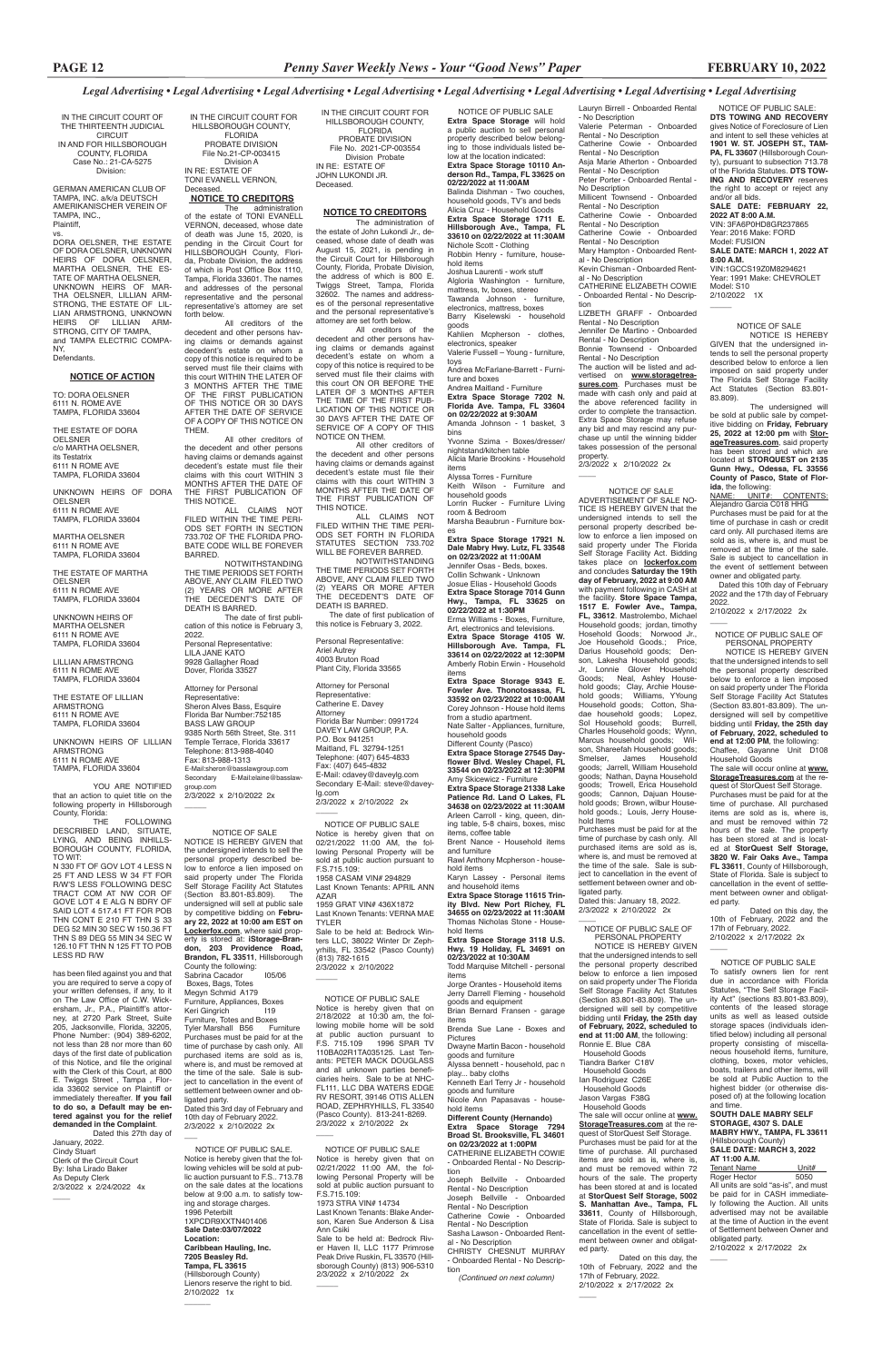*Legal Advertising • Legal Advertising • Legal Advertising • Legal Advertising • Legal Advertising • Legal Advertising • Legal Advertising • Legal Advertising*

IN THE CIRCUIT COURT OF THE THIRTEENTH JUDICIAL CIRCUIT
IN AND FOR HILLSBOROUGH COUNTY, FLORIDA
Case No.: 21-CA-5275
Division:

GERMAN AMERICAN CLUB OF TAMPA, INC. a/k/a DEUTSCH AMERIKANISCHER VEREIN OF TAMPA, INC.,
Plaintiff,
vs.
DORA OELSNER, THE ESTATE OF DORA OELSNER, UNKNOWN HEIRS OF DORA OELSNER, MARTHA OELSNER, THE ESTATE OF MARTHA OELSNER, UNKNOWN HEIRS OF MARTHA OELSNER, LILLIAN ARMSTRONG, THE ESTATE OF LILLIAN ARMSTRONG, UNKNOWN HEIRS OF LILLIAN ARMSTRONG, CITY OF TAMPA, and TAMPA ELECTRIC COMPANY,
Defendants.

**NOTICE OF ACTION**

TO: DORA OELSNER
6111 N ROME AVE
TAMPA, FLORIDA 33604

THE ESTATE OF DORA OELSNER
c/o MARTHA OELSNER, its Testatrix
6111 N ROME AVE
TAMPA, FLORIDA 33604

UNKNOWN HEIRS OF DORA OELSNER
6111 N ROME AVE
TAMPA, FLORIDA 33604

MARTHA OELSNER
6111 N ROME AVE
TAMPA, FLORIDA 33604

THE ESTATE OF MARTHA OELSNER
6111 N ROME AVE
TAMPA, FLORIDA 33604

UNKNOWN HEIRS OF MARTHA OELSNER
6111 N ROME AVE
TAMPA, FLORIDA 33604

LILLIAN ARMSTRONG
6111 N ROME AVE
TAMPA, FLORIDA 33604

THE ESTATE OF LILLIAN ARMSTRONG
6111 N ROME AVE
TAMPA, FLORIDA 33604

UNKNOWN HEIRS OF LILLIAN ARMSTRONG
6111 N ROME AVE
TAMPA, FLORIDA 33604

YOU ARE NOTIFIED that an action to quiet title on the following property in Hillsborough County, Florida:

THE FOLLOWING DESCRIBED LAND, SITUATE, LYING, AND BEING INHILLSBOROUGH COUNTY, FLORIDA, TO WIT:
N 330 FT OF GOVT LOT 4 LESS N 25 FT AND LESS W 34 FT FOR R/W'S LESS FOLLOWING DESC TRACT COM AT NW COR OF GOVE LOT 4 E ALG N BDRY OF SAID LOT 4 517.41 FT FOR POB THN CONT E 210 FT THN S 33 DEG 52 MIN 30 SEC W 150.36 FT THN S 89 DEG 55 MIN 34 SEC W 126.10 FT THN N 125 FT TO POB LESS RD R/W

has been filed against you and that you are required to serve a copy of your written defenses, if any, to it on The Law Office of C.W. Wickersham, Jr., P.A., Plaintiff's attorney, at 2720 Park Street, Suite 205, Jacksonville, Florida, 32205, Phone Number: (904) 389-6202, not less than 28 nor more than 60 days of the first date of publication of this Notice, and file the original with the Clerk of this Court, at 800 E. Twiggs Street, Tampa, Florida 33602 service on Plaintiff or immediately thereafter. **If you fail to do so, a Default may be entered against you for the relief demanded in the Complaint**.

Dated this 27th day of January, 2022.
Cindy Stuart
Clerk of the Circuit Court
By: Isha Lirado Baker
As Deputy Clerk
2/3/2022 x 2/24/2022 4x

IN THE CIRCUIT COURT FOR HILLSBOROUGH COUNTY, FLORIDA
PROBATE DIVISION
File No.21-CP-003415
Division A
IN RE: ESTATE OF TONI EVANELL VERNON, Deceased.

**NOTICE TO CREDITORS**

The administration of the estate of TONI EVANELL VERNON, deceased, whose date of death was June 15, 2020, is pending in the Circuit Court for HILLSBOROUGH County, Florida, Probate Division, the address of which is Post Office Box 1110, Tampa, Florida 33601. The names and addresses of the personal representative and the personal representative's attorney are set forth below.

All creditors of the decedent and other persons having claims or demands against decedent's estate on whom a copy of this notice is required to be served must file their claims with this court WITHIN THE LATER OF 3 MONTHS AFTER THE TIME OF THE FIRST PUBLICATION OF THIS NOTICE OR 30 DAYS AFTER THE DATE OF SERVICE OF A COPY OF THIS NOTICE ON THEM.

All other creditors of the decedent and other persons having claims or demands against decedent's estate must file their claims with this court WITHIN 3 MONTHS AFTER THE DATE OF THE FIRST PUBLICATION OF THIS NOTICE.

ALL CLAIMS NOT FILED WITHIN THE TIME PERIODS SET FORTH IN SECTION 733.702 OF THE FLORIDA PROBATE CODE WILL BE FOREVER BARRED.

NOTWITHSTANDING THE TIME PERIODS SET FORTH ABOVE, ANY CLAIM FILED TWO (2) YEARS OR MORE AFTER THE DECEDENT'S DATE OF DEATH IS BARRED.

The date of first publication of this notice is February 3, 2022.

Personal Representative:
LILA JANE KATO
9928 Gallagher Road
Dover, Florida 33527

Attorney for Personal Representative:
Sheron Alves Bass, Esquire
Florida Bar Number:752185
BASS LAW GROUP
9385 North 56th Street, Ste. 311
Temple Terrace, Florida 33617
Telephone: 813-988-4040
Fax: 813-988-1313
E-Mail:sheron@basslawgroup.com
Secondary E-Mail:elaine@basslawgroup.com
2/3/2022 x 2/10/2022 2x

NOTICE OF SALE

NOTICE IS HEREBY GIVEN that the undersigned intends to sell the personal property described below to enforce a lien imposed on said property under The Florida Self Storage Facility Act Statutes (Section 83.801-83.809). The undersigned will sell at public sale by competitive bidding on **February 22, 2022 at 10:00 am EST on Lockerfox.com**, where said property is stored at: **iStorage-Brandon, 203 Providence Road, Brandon, FL 33511**, Hillsborough County the following:
Sabrina Cacador I05/06
Boxes, Bags, Totes
Megyn Schmid A179
Furniture, Appliances, Boxes
Keri Gingrich I19
Furniture, Totes and Boxes
Tyler Marshall B56 Furniture

Purchases must be paid for at the time of purchase by cash only. All purchased items are sold as is, where is, and must be removed at the time of the sale. Sale is subject to cancellation in the event of settlement between owner and obligated party.

Dated this 3rd day of February and 10th day of February 2022.
2/3/2022 x 2/10/2022 2x

NOTICE OF PUBLIC SALE.

Notice is hereby given that the following vehicles will be sold at public auction pursuant to F.S.. 713.78 on the sale dates at the locations below at 9:00 a.m. to satisfy towing and storage charges.
1996 Peterbilt
1XPCDB9XXTN401406
**Sale Date:03/07/2022**
**Location:**
**Caribbean Hauling, Inc.**
**7205 Beasley Rd.**
**Tampa, FL 33615**
(Hillsborough County)
Lienors reserve the right to bid.
2/10/2022 1x

IN THE CIRCUIT COURT FOR HILLSBOROUGH COUNTY, FLORIDA
PROBATE DIVISION
File No. 2021-CP-003554
Division Probate
IN RE: ESTATE OF JOHN LUKONDI JR. Deceased.

**NOTICE TO CREDITORS**

The administration of the estate of John Lukondi Jr., deceased, whose date of death was August 15, 2021, is pending in the Circuit Court for Hillsborough County, Florida, Probate Division, the address of which is 800 E. Twiggs Street, Tampa, Florida 32602. The names and addresses of the personal representative and the personal representative's attorney are set forth below.

All creditors of the decedent and other persons having claims or demands against decedent's estate on whom a copy of this notice is required to be served must file their claims with this court ON OR BEFORE THE LATER OF 3 MONTHS AFTER THE TIME OF THE FIRST PUBLICATION OF THIS NOTICE OR 30 DAYS AFTER THE DATE OF SERVICE OF A COPY OF THIS NOTICE ON THEM.

All other creditors of the decedent and other persons having claims or demands against decedent's estate must file their claims with this court WITHIN 3 MONTHS AFTER THE DATE OF THE FIRST PUBLICATION OF THIS NOTICE.

ALL CLAIMS NOT FILED WITHIN THE TIME PERIODS SET FORTH IN FLORIDA STATUTES SECTION 733.702 WILL BE FOREVER BARRED.

NOTWITHSTANDING THE TIME PERIODS SET FORTH ABOVE, ANY CLAIM FILED TWO (2) YEARS OR MORE AFTER THE DECEDENT'S DATE OF DEATH IS BARRED.

The date of first publication of this notice is February 3, 2022.

Personal Representative:
Ariel Autrey
4003 Bruton Road
Plant City, Florida 33565

Attorney for Personal Representative:
Catherine E. Davey
Attorney
Florida Bar Number: 0991724
DAVEY LAW GROUP, P.A.
P.O. Box 941251
Maitland, FL 32794-1251
Telephone: (407) 645-4833
Fax: (407) 645-4832
E-Mail: cdavey@daveylg.com
Secondary E-Mail: steve@daveylg.com
2/3/2022 x 2/10/2022 2x

NOTICE OF PUBLIC SALE

Notice is hereby given that on 02/21/2022 11:00 AM, the following Personal Property will be sold at public auction pursuant to F.S.715.109:
1958 CASAM VIN# 294829
Last Known Tenants: APRIL ANN AZAR
1959 GRAT VIN# 436X1872
Last Known Tenants: VERNA MAE TYLER
Sale to be held at: Bedrock Winters LLC, 38022 Winter Dr Zephyrhills, FL 33542 (Pasco County) (813) 782-1615
2/3/2022 x 2/10/2022

NOTICE OF PUBLIC SALE

Notice is hereby given that on 2/18/2022 at 10:30 am, the following mobile home will be sold at public auction pursuant to F.S. 715.109 1996 SPAR TV 110BA02R1TA035125. Last Tenants: PETER MACK DOUGLASS and all unknown parties beneficiaries heirs. Sale to be at NHC-FL111, LLC DBA WATERS EDGE RV RESORT, 39146 OTIS ALLEN ROAD, ZEPHYRHILLS, FL 33540 (Pasco County). 813-241-8269.
2/3/2022 x 2/10/2022 2x

NOTICE OF PUBLIC SALE

Notice is hereby given that on 02/21/2022 11:00 AM, the following Personal Property will be sold at public auction pursuant to F.S.715.109:
1973 STRA VIN# 14734
Last Known Tenants: Blake Anderson, Karen Sue Anderson & Lisa Ann Cella
Sale to be held at: Bedrock River Haven II, LLC 1177 Primrose Peak Drive Ruskin, FL 33570 (Hillsborough County) (813) 906-5310
2/3/2022 x 2/10/2022 2x

NOTICE OF PUBLIC SALE

**Extra Space Storage** will hold a public auction to sell personal property described below belonging to those individuals listed below at the location indicated:

**Extra Space Storage 10110 Anderson Rd., Tampa, FL 33625 on 02/22/2022 at 11:00AM**
Balinda Dishman - Two couches, household goods, TV's and beds
Alicia Cruz - Household Goods

**Extra Space Storage 1711 E. Hillsborough Ave., Tampa, FL 33610 on 02/22/2022 at 11:30AM**
Nichole Scott - Clothing
Robbin Henry - furniture, household items
Joshua Laurenti - work stuff
Algloria Washington - furniture, mattress, tv, boxes, stereo
Tawanda Johnson - furniture, electronics, mattress, boxes
Barry Kiselewski - household goods
Kahlien Mcpherson - clothes, electronics, speaker
Valerie Fussell – Young - furniture, toys
Andrea McFarlane-Barrett - Furniture and boxes
Andrea Maitland - Furniture

**Extra Space Storage 7202 N. Florida Ave. Tampa, FL 33604 on 02/22/2022 at 9:30AM**
Amanda Johnson - 1 basket, 3 bins
Yvonne Szima - Boxes/dresser/nightstand/kitchen table
Alicia Marie Brookins - Household items
Alyssa Torres - Furniture
Keith Wilson - Furniture and household goods
Lorrin Rucker - Furniture Living room & Bedroom
Marsha Beaubrun - Furniture boxes

**Extra Space Storage 17921 N. Dale Mabry Hwy. Lutz, FL 33548 on 02/23/2022 at 11:00AM**
Jennifer Osas - Beds, boxes.
Collin Schwank - Unknown
Josue Elias - Household Goods

**Extra Space Storage 7014 Gunn Hwy., Tampa, FL 33625 on 02/22/2022 at 1:30PM**
Erma Williams - Boxes, Furniture, Art, electronics and televisions.

**Extra Space Storage 4105 W. Hillsborough Ave. Tampa, FL 33614 on 02/22/2022 at 12:30PM**
Amberly Robin Erwin - Household items

**Extra Space Storage 9343 E. Fowler Ave. Thonotosassa, FL 33592 on 02/23/2022 at 10:00AM**
Corey Johnson - House hold items from a studio apartment.
Nate Salter - Appliances, furniture, household goods

Different County (Pasco)
**Extra Space Storage 27545 Dayflower Blvd. Wesley Chapel, FL 33544 on 02/23/2022 at 12:30PM**
Amy Skicewicz - Furniture

**Extra Space Storage 21338 Lake Patience Rd. Land O Lakes, FL 34638 on 02/23/2022 at 11:30AM**
Arleen Carroll - king, queen, dining table, 5-8 chairs, boxes, misc items, coffee table
Brent Nance - Household items and furniture
Rawl Anthony Mcpherson - household items
Karyn Lassey - Personal items and household items

**Extra Space Storage 11615 Trinity Blvd. New Port Richey, FL 34655 on 02/23/2022 at 11:30AM**
Thomas Nicholas Stone - Household items

**Extra Space Storage 3118 U.S. Hwy. 19 Holiday, FL 34691 on 02/23/2022 at 10:30AM**
Todd Marquise Mitchell - personal items
Jorge Orantes - Household items
Jerry Darrell Fleming - household goods and equipment
Brian Bernard Fransen - garage items
Rhenda Sue Lane - Boxes and Pictures
Dwayne Marlin Bacon - household goods and furniture
Alyssa bennett - household, pac n play... baby cloths
Kenneth Earl Terry Jr - household goods and furniture
Nicole Ann Papasavas - household items

**Different County (Hernando)**
**Extra Space Storage 7294 Broad St. Brooksville, FL 34601 on 02/23/2022 at 1:00PM**
CATHERINE ELIZABETH COWIE - Onboarded Rental - No Description
Joseph Bellville - Onboarded Rental - No Description
Joseph Bellville - Onboarded Rental - No Description
Catherine Cowie - Onboarded Rental - No Description
Sasha Lawson - Onboarded Rental - No Description
CHRISTY CHESNUT MURRAY - Onboarded Rental - No Description

*(Continued on next column)*

Lauryn Birrell - Onboarded Rental - No Description
Valerie Peterman - Onboarded Rental - No Description
Catherine Cowie - Onboarded Rental - No Description
Asja Marie Atherton - Onboarded Rental - No Description
Peter Porter - Onboarded Rental - No Description
Millicent Townsend - Onboarded Rental - No Description
Catherine Cowie - Onboarded Rental - No Description
Catherine Cowie - Onboarded Rental - No Description
Mary Hampton - Onboarded Rental - No Description
Kevin Chisman - Onboarded Rental - No Description
CATHERINE ELIZABETH COWIE - Onboarded Rental - No Description
LIZBETH GRAFF - Onboarded Rental - No Description
Jennifer De Martino - Onboarded Rental - No Description
Bonnie Townsend - Onboarded Rental - No Description

The auction will be listed and advertised on **www.storagetreasures.com**. Purchases must be made with cash only and paid at the above referenced facility in order to complete the transaction. Extra Space Storage may refuse any bid and may rescind any purchase up until the winning bidder takes possession of the personal property.
2/3/2022 x 2/10/2022 2x

NOTICE OF SALE

ADVERTISEMENT OF SALE NOTICE IS HEREBY GIVEN that the undersigned intends to sell the personal property described below to enforce a lien imposed on said property under the Florida Self Storage Facility Act. Bidding takes place on **lockerfox.com** and concludes **Saturday the 19th day of February, 2022 at 9:00 AM** with payment following in CASH at the facility. **Store Space Tampa, 1517 E. Fowler Ave., Tampa, FL, 33612**. Mastrolembo, Michael Household goods; jordan, timothy Household Goods; Norwood Jr., Joe Household Goods.; Price, Darius Household goods; Denson, Lakesha Household goods; Jr, Lonnie Glover Household Goods; Neal, Ashley Household goods; Clay, Archie Household goods; Williams, YYoung Household goods; Cotton, Shadae household goods; Lopez, Sol Household goods; Burrell, Charles Household goods; Wynn, Marcus household goods; Wilson, Shareefah Household goods; Smelser, James Household goods; Jarrell, William Household goods; Nathan, Dayna Household goods; Trowell, Erica Household goods; Cannon, Dajuan Household goods; Brown, wilbur Household goods.; Louis, Jerry Household Items

Purchases must be paid for at the time of purchase by cash only. All purchased items are sold as is, where is, and must be removed at the time of the sale. Sale is subject to cancellation in the event of settlement between owner and obligated party.

Dated this: January 18, 2022.
2/3/2022 x 2/10/2022 2x

NOTICE OF PUBLIC SALE OF PERSONAL PROPERTY

NOTICE IS HEREBY GIVEN that the undersigned intends to sell the personal property described below to enforce a lien imposed on said property under The Florida Self Storage Facility Act Statutes (Section 83.801-83.809). The undersigned will sell by competitive bidding until **Friday, the 25th day of February, 2022, scheduled to end at 11:00 AM**, the following:
Ronnie E. Blue C8A
Household Goods
Tiandra Barker C18V
Household Goods
Ian Rodriguez C26E
Household Goods
Jason Vargas F38G
Household Goods

The sale will occur online at **www.StorageTreasures.com** at the request of StorQuest Self Storage. Purchases must be paid for at the time of purchase. All purchased items are sold as is, where is, and must be removed within 72 hours of the sale. The property has been stored at and is located at **StorQuest Self Storage, 5002 S. Manhattan Ave., Tampa, FL 33611**, County of Hillsborough, State of Florida. Sale is subject to cancellation in the event of settlement between owner and obligated party.

Dated on this day, the 10th of February, 2022 and the 17th of February, 2022.
2/10/2022 x 2/17/2022 2x

NOTICE OF PUBLIC SALE:

**DTS TOWING AND RECOVERY** gives Notice of Foreclosure of Lien and intent to sell these vehicles at **1901 W. ST. JOSEPH ST., TAMPA, FL 33607** (Hillsborough County), pursuant to subsection 713.78 of the Florida Statutes. **DTS TOWING AND RECOVERY** reserves the right to accept or reject any and/or all bids.
**SALE DATE: FEBRUARY 22, 2022 AT 8:00 A.M.**
VIN: 3FA6P0HD8GR237865
Year: 2016 Make: FORD
Model: FUSION
**SALE DATE: MARCH 1, 2022 AT 8:00 A.M.**
VIN:1GCCS19Z0M8294621
Year: 1991 Make: CHEVROLET
Model: S10
2/10/2022 1X

NOTICE OF SALE

NOTICE IS HEREBY GIVEN that the undersigned intends to sell the personal property described below to enforce a lien imposed on said property under The Florida Self Storage Facility Act Statutes (Section 83.801-83.809).

The undersigned will be sold at public sale by competitive bidding on **Friday, February 25, 2022 at 12:00 pm** with **StorageTreasures.com**, said property has been stored and which are located at **STORQUEST at 2135 Gunn Hwy., Odessa, FL 33556 County of Pasco, State of Florida**, the following:

| NAME: | UNIT#: | CONTENTS: |
|---|---|---|
| Alejandro Garcia | C018 | HHG |

Purchases must be paid for at the time of purchase in cash or credit card only. All purchased items are sold as is, where is, and must be removed at the time of the sale. Sale is subject to cancellation in the event of settlement between owner and obligated party.

Dated this 10th day of February 2022 and the 17th day of February 2022.
2/10/2022 x 2/17/2022 2x

NOTICE OF PUBLIC SALE OF PERSONAL PROPERTY

NOTICE IS HEREBY GIVEN that the undersigned intends to sell the personal property described below to enforce a lien imposed on said property under The Florida Self Storage Facility Act Statutes (Section 83.801-83.809). The undersigned will sell by competitive bidding until **Friday, the 25th day of February, 2022, scheduled to end at 12:00 PM**, the following:
Chaffee, Gayanne Unit D108
Household Goods

The sale will occur online at **www.StorageTreasures.com** at the request of StorQuest Self Storage. Purchases must be paid for at the time of purchase. All purchased items are sold as is, where is, and must be removed within 72 hours of the sale. The property has been stored at and is located at **StorQuest Self Storage, 3820 W. Fair Oaks Ave., Tampa FL 33611**, County of Hillsborough, State of Florida. Sale is subject to cancellation in the event of settlement between owner and obligated party.

Dated on this day, the 10th of February, 2022 and the 17th of February, 2022.
2/10/2022 x 2/17/2022 2x

NOTICE OF PUBLIC SALE

To satisfy owners lien for rent due in accordance with Florida Statutes, "The Self Storage Facility Act" (sections 83.801-83.809), contents of the leased storage units as well as leased outside storage spaces (individuals identified below) including all personal property consisting of miscellaneous household items, furniture, clothing, boxes, motor vehicles, boats, trailers and other items, will be sold at Public Auction to the highest bidder (or otherwise disposed of) at the following location and time.

**SOUTH DALE MABRY SELF STORAGE, 4307 S. DALE MABRY HWY., TAMPA, FL 33611**
(Hillsborough County)
**SALE DATE: MARCH 3, 2022 AT 11:00 A.M.**

| Tenant Name | Unit# |
|---|---|
| Roger Hector | 5050 |

All units are sold "as-is", and must be paid for in CASH immediately following the Auction. All units advertised may not be available at the time of Auction in the event of Settlement between Owner and obligated party.
2/10/2022 x 2/17/2022 2x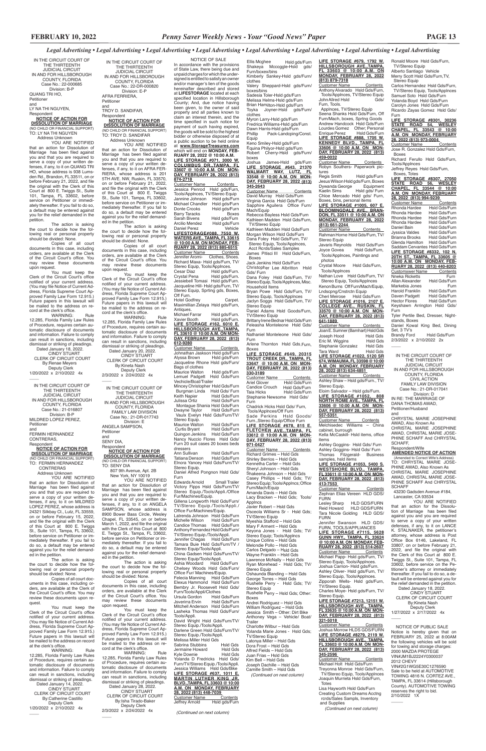*Legal Advertising • Legal Advertising • Legal Advertising • Legal Advertising • Legal Advertising • Legal Advertising • Legal Advertising*

IN THE CIRCUIT COURT OF THE THIRTEENTH JUDICIAL CIRCUIT IN AND FOR HILLSBOROUGH COUNTY, FLORIDA
Case No.: 22-000685
Division: B-P

QUANG TRI HO,
Petitioner
and
LY NA THI NGUYEN,
Respondent

**NOTICE OF ACTION FOR DISSOLUTION OF MARRIAGE**
(NO CHILD OR FINANCIAL SUPPORT)

TO: LY NA THI NGUYEN
Address Unknown

YOU ARE NOTIFIED that an action for Dissolution of Marriage has been filed against you and that you are required to serve a copy of your written defenses, if any, to it on QUANG TRI HO, whose address is 938 Lumsden Rd., Brandon, FL 33511, on or before February 21, 2022, and file the original with the clerk of this Court at 800 E. Twiggs St., Suite 101, Tampa, FL 33602, before service on Petitioner or immediately thereafter. If you fail to do so, a default may be entered against you for the relief demanded in the petition.

The action is asking the court to decide how the following real or personal property should be divided: None.

Copies of all court documents in this case, including orders, are available at the Clerk of the Circuit Court's office. You may review these documents upon request.

You must keep the Clerk of the Circuit Court's office notified of your current address. (You may file Notice of Current Address, Florida Supreme Court Approved Family Law Form 12.915.) Future papers in this lawsuit will be mailed to the address on record at the clerk's office.

WARNING: Rule 12.285, Florida Family Law Rules of Procedure, requires certain automatic disclosure of documents and information. Failure to comply can result in sanctions, including dismissal or striking of pleadings.

Dated January 18, 2022.
CINDY STUART
CLERK OF CIRCUIT COURT
By:Renae Meyers
Deputy Clerk
1/20/2022 x 2/10/2022 4x

---

IN THE CIRCUIT COURT OF THE THIRTEENTH JUDICIAL CIRCUIT IN AND FOR HILLSBOROUGH COUNTY, FLORIDA
Case No.: 21-016807
Division: B-P

MILDRED LOPEZ PEREZ,
Petitioner
and
FERMIN HERNANDEZ CONTRERAS,
Respondent

**NOTICE OF ACTION FOR DISSOLUTION OF MARRIAGE**
(NO CHILD OR FINANCIAL SUPPORT)

TO: FERMIN HERNANDEZ CONTRERAS
Address Unknown

YOU ARE NOTIFIED that an action for Dissolution of Marriage has been filed against you and that you are required to serve a copy of your written defenses, if any, to it on MILDRED LOPEZ PEREZ, whose address is 24321 Silkbay Ct., Lutz, FL 33559, on or before February 15, 2022, and file the original with the clerk of this Court at 800 E. Twiggs St., Suite 101, Tampa, FL 33602, before service on Petitioner or immediately thereafter. If you fail to do so, a default may be entered against you for the relief demanded in the petition.

The action is asking the court to decide how the following real or personal property should be divided: None.

Copies of all court documents in this case, including orders, are available at the Clerk of the Circuit Court's office. You may review these documents upon request.

You must keep the Clerk of the Circuit Court's office notified of your current address. (You may file Notice of Current Address, Florida Supreme Court Approved Family Law Form 12.915.) Future papers in this lawsuit will be mailed to the address on record at the clerk's office.

WARNING: Rule 12.285, Florida Family Law Rules of Procedure, requires certain automatic disclosure of documents and information. Failure to comply can result in sanctions, including dismissal or striking of pleadings.

Dated January 14, 2022.
CINDY STUART
CLERK OF CIRCUIT COURT
By:Catherine Castillo
Deputy Clerk
1/20/2022 x 2/10/2022 4x

---

IN THE CIRCUIT COURT OF THE THIRTEENTH JUDICIAL CIRCUIT IN AND FOR HILLSBOROUGH COUNTY, FLORIDA
Case No.: 22-DR-000820
Division: E-P

AFRA FERRIERA,
Petitioner
and
TROY D. SANDIFAR,
Respondent

**NOTICE OF ACTION FOR DISSOLUTION OF MARRIAGE**
(NO CHILD OR FINANCIAL SUPPORT)

TO: TROY D. SANDIFAR
Address Unknown

YOU ARE NOTIFIED that an action for Dissolution of Marriage has been filed against you and that you are required to serve a copy of your written defenses, if any, to it on AFRA FERRIERA, whose address is 201 5TH AVE. NW, Ruskin, FL 33570, on or before February 21, 2022, and file the original with the clerk of this Court at 800 E. Twiggs St., Suite 101, Tampa, FL 33602, before service on Petitioner or immediately thereafter. If you fail to do so, a default may be entered against you for the relief demanded in the petition.

The action is asking the court to decide how the following real or personal property should be divided: None.

Copies of all court documents in this case, including orders, are available at the Clerk of the Circuit Court's office. You may review these documents upon request.

You must keep the Clerk of the Circuit Court's office notified of your current address. (You may file Notice of Current Address, Florida Supreme Court Approved Family Law Form 12.915.) Future papers in this lawsuit will be mailed to the address on record at the clerk's office.

WARNING: Rule 12.285, Florida Family Law Rules of Procedure, requires certain automatic disclosure of documents and information. Failure to comply can result in sanctions, including dismissal or striking of pleadings.

Dated January 20, 2022.
CINDY STUART
CLERK OF CIRCUIT COURT
By:Kineta Nash
Deputy Clerk
2/3/2022 x 2/24/2022 4x

---

IN THE CIRCUIT COURT OF THE THIRTEENTH JUDICIAL CIRCUIT IN AND FOR HILLSBOROUGH COUNTY, FLORIDA
FAMILY LAW DIVISION
Case No.: 21-DR-017743
Division: E

ANGELA SAMPSON,
Petitioner
and
SENY DIA,
Respondent

**NOTICE OF ACTION FOR DISSOLUTION OF MARRIAGE**
(NO CHILD OR FINANCIAL SUPPORT)

TO: SENY DIA
807 9th Avenue, Apt. 2B
New York, NY 10019

YOU ARE NOTIFIED that an action for Dissolution of Marriage has been filed against you and that you are required to serve a copy of your written defenses, if any, to it on ANGELA SAMPSON, whose address is 8900 Bower Bass Circle, Wesley Chapel, FL 33545, on or before March 1, 2022, and file the original with the clerk of this Court at 800 E. Twiggs St., Tampa, FL 33602, before service on Petitioner or immediately thereafter. If you fail to do so, a default may be entered against you for the relief demanded in the petition.

The action is asking the court to decide how the following real or personal property should be divided: None.

Copies of all court documents in this case, including orders, are available at the Clerk of the Circuit Court's office. You may review these documents upon request.

You must keep the Clerk of the Circuit Court's office notified of your current address. (You may file Notice of Current Address, Florida Supreme Court Approved Family Law Form 12.915.) Future papers in this lawsuit will be mailed to the address on record at the clerk's office.

WARNING: Rule 12.285, Florida Family Law Rules of Procedure, requires certain automatic disclosure of documents and information. Failure to comply can result in sanctions, including dismissal or striking of pleadings.

Dated January 28, 2022.
CINDY STUART
CLERK OF CIRCUIT COURT
By:Isha Tirado-Baker
Deputy Clerk
2/3/2022 x 2/24/2022 4x

---

NOTICE OF SALE

In accordance with the provisions of State Law, there being due and unpaid charges for which the undersigned is entitled to satisfy an owner and/or manager's lien of the goods hereinafter described and stored at **LIFESTORAGE** located at each specified location in Hillsborough County; And, due notice having been given, to the owner of said property and all parties known to claim an interest therein, and the time specified in such notice for payment of such having expired, the goods will be sold to the highest bidder or otherwise disposed of at a public auction to be held online at **www.StorageTreasures.com** which will end on **MONDAY, FEBRUARY 28, 2022 @ 10:00 A.M.**

**LIFE STORAGE #071, 3000 W. COLUMBUS DR., TAMPA, FL 33607 @ 10:00 A.M. ON MONDAY, FEBRUARY 28, 2022 (813) 874-2718**

| Customer Name | Contents |
|---|---|
| Jessica Penrod | Hsld gds/Furn, Tools/Applnces, TV/Stereo Equip |
| Jannine Johnson | Hsld gds/Furn |
| Michael Chandler | Hsld gds/Furn |
| Donte Crooks | Hsld gds/Furn |
| Barry Taracks | Boxes |
| Sarah Bivens | Hsld gds/Furn |
| Arcilio Mendez | Hsld gds/Furn |
| Daniel Perez | Vehicle |

**LIFESTORAGE#088, 7550 W. WATERS AVE., TAMPA, FL 33615 @ 10:00 A.M. ON MONDAY, FEBRUARY 28, 2022 (813) 885-6515**

| Customer Name | Contents |
|---|---|
| Jennifer Aromi- | Clothes, Shoes. |
| Richard Maxa- | Hsld gds/Furn, TV/ Stereo Equip, Tools/Applnces. |
| Cesar Diaz | Hsld gds/Furn. |
| Crystal Pena | Hsld gds/Furn. |
| Jessiebell Tomasi | Hsld gds/Furn. |
| Jacqueline Hill- | Hsld gds/Furn, TV/ Stereo Equip, Sprting gds, Boxes, Off Furn. |
| Hotel Godfrey | Carpet. |
| Maximillian Zelaya | Hsld gds/Furn, Antiques. |
| Michael Farrar | Hsld gds/Furn. |
| Xavier Booth | Hsld gds/Furn. |

**LIFE STORAGE #162, 6010 E. HILLSBOROUGH AVE.,TAMPA, FL 33610 @ 10:00 A.M. ON MONDAY, FEBRUARY 28, 2022 (813) 612-9260**

| Customer Name | Contents |
|---|---|
| Johnathan Jaskson | Hsld gds/Furn |
| Alyssa Brown | Hsld gds/Furn |
| Jacqueline Rhone | Hsld gds/Furn/ Bags of clothes |
| Maurice Walton | Hsld gds/Furn |
| Lemuel Padgett | Hsld Gds/Furn Vechicle/Boat/Trailer |
| Mincey Christopher | Hsld Gds/Furn |
| Burgman Linda | Hsld Gds/ Furn |
| Keith Napier | Hsld Gds/Furn |
| Julissa Ortiz | Hsld Gds/Furn |
| Montague Shania | Hsld Gds/Furn |
| Dwayne Taylor | Hsld Gds/Furn |
| Vaulx Evelyn | Hsld Gds/Furn/TV/ Stereo Equip. |
| Maurice Walton | Hsld Gds/Furn |
| Curtis Bryant | Hsld Gds/Furn |
| Quingon Jenkins | Hsld Gds/Furn |
| Nancy Nuccio Flores | Hsld Gds/ Furn 20 suit cases 20 boxes beds dressers |
| Ann Sullivan | Hsld Gds/Furn |
| Tatiana Denson | Hsld Gds/Furn |
| Elnora Yancey | Hsld Gds/Furn/TV/ Stereo Equip. |
| Daniel Alfred Pongnon | Hsld Gds/ Furn |
| Edwards Arnold | Small Trailer |
| Victory Fipps | Hsld Gds/Furn/TV/ Stereo Equip./Tools/Appli./Office Fur/Machines/Equip. |
| Gillena Longworth | Hsld Gds/Furn/ TV/Stereo Equip./Tools/Appli./ Office Fur/Machines/Equip. |
| Latrenda Johnson | Hsld Gds/Furn |
| Michelle Wilson | Hsld Gds/Furn |
| Candice Thomas | Hsld Gds/Furn |
| Anthony Fernandez | Hsld Gds/Furn/ TV/Stereo Equip./Tools/Appli. |
| Jennifer Chagas | Hsld Gds/Furn |
| Tamara Buie | Hsld Gds/Furn/TV / Stereo Equip/Tools/Appli. |
| China Gadsen | Hsld Gds/Furn/TV/ Stereo Equip/Tools/Appli. |
| Ashia Woodard | Hsld Gds/Furn |
| Chelsey Woods | Hsld Gds/Furn/TV/ Office Fur/ Machines/Equip. |
| Felecia Manning | Hsld Gds/Furn |
| Elexus Hammond | Hsld Gds/Furn |
| Bembry Jr. Roosevelt | Hsld Gds/ Furn/Tools/Appli/Clothes |
| Ursula Gordon | Hsld Gds/Furn |
| Javerina Ervin | Hsld Gds/Furn |
| Mitchell Anderson | Hsld Gds/Furn |
| Lasheka Thomas | Hsld Gds/Furn/ Tools/Appli. |
| David Wright | Hsld Gds/Furn/TV/ Stereo Equip./Tools/Appli. |
| Darlene Green | Hsld Gds/Furn/TV/ Stereo Equip./Tools/Appli. |
| Melissa Miller | Hsld Gds |
| Sabrina Stubbins | Hsld Gds |
| Jermaine Howard | Hsld Gds |
| Kyle Downie | Hsld Gds |
| Yolanda D Fredricks | Hsld Gds/ Furn/TV/Stereo Equip./Tools/Appli. |
| Jessica Williams | Hsld Gds/Bike |

**LIFE STORAGE #637, 1011 E. MARTIN LUTHER KING JR. BLVD., TAMPA, FL 33603 @ 10:00 A.M. ON MONDAY, FEBRUARY 28, 2022 (813) 448-7039**

| Customer Name | Contents |
|---|---|
| Jeffrey Arnold | Hsld gds/Furn |
| Ellis Mcghee | Hsld gds/Furn |
| Shakeya Mccoggle-Hsld | gds/ Furn/boxes/bins |
| Kimberly Sankey-Hsld | gds/Furn/ clothes |
| Valery Sheppard-Hsld | gds/Furn/ boxes/bins |
| Sadesia Toler-Hsld | gds/Furn |
| Melissa Helms-Hsld | gds/Furn |
| Brian Hamilton-Hsld | gds/Furn |
| Toyka Joyner-Hsld | gds/Furn/ clothes |
| Myron Larry-Hsld | gds/Furn |
| Fredrica Williams-Hsld | gds/Furn |
| Dawn Harris-Hsld | gds/Furn |
| Phillip | Pack-Landcping/Const. Equip |
| Keno Smiley-Hsld | gds/Furn |
| Equina Philyor-Hsld | gds/Furn |
| Robert Cherry-Hsld | gds/Furn/ boxes |
| Joshua James-Hsld | gds/Furn |

*(Continued on next column)*

**LIFE STORAGE #643, 21370 WALMART WAY, LUTZ, FL 33548 @ 10:00 A.M. ON MONDAY, FEBRUARY 28, 2022 (813) 345-2643**

| Customer Name | Contents |
|---|---|
| David Murray | Hsld Gds/Furn |
| Virginia Garcia | Hsld Gds/Furn |
| Sapphire Aguilera | Office Furn/ Mach/Equip |
| Rebecca Bayless | Hsld Gds/Furn |
| Kathleen Madden | Hsld Gds/Furn, TV/Stereo Equip |
| Kathleen Madden | Hsld Gds/Furn |
| Morgan Wilson | Hsld Gds/Furn |
| Dana Foley | Hsld Gds/Furn, TV/ Stereo Equip, Tools/Applnces, Acct Rcrds/Sales Samples |
| James Pitisci III | Hsld Gds/Furn, Boxes |
| Jack Jenkins | Hsld Gds/Furn |
| Christopher Lee Albritton | Hsld Gds/ Furn |
| Dana Foley | Hsld Gds/Furn, TV/ Stereo Equip, Tools/Applnces, Misc. Household Items |
| Bryan Powe | Hsld Gds/Furn, TV/ Stereo Equip, Tools/Applnces |
| Jaclyn Scoggs | Hsld Gds/Furn, TV/ Stereo Equip |
| Daniel Adams | Hsld Goods/Furn, TV/Stereo Equip |
| Brittany Irene Bednar | Hsld Gds/Furn |
| Feleasha Monteleone | Hsld Gds/ Furn |
| Nathaniel Monteleone | Hsld Gds/ Furn |
| Arlene Thornton | Hsld Gds,Furn, Boxes |

**LIFE STORAGE #649, 20315 TROUT CREEK DR., TAMPA, FL 33647 @ 10:00 A.M. ON MONDAY, FEBRUARY 28, 2022 (813) 330-3189**

| Customer Name | Contents |
|---|---|
| Ariel Glover | Hsld Gds/Furn |
| Candice Crouch | Hsld Gds/Furn |
| Taia Hicks | Hsld Gds/Furn |
| Stephanie Newsome | Hsld Gds/ Furn |
| Chadrick Hicks | Hsld Gds/ Furn, Tools/Applnces/Off Furn |
| Sade Perkins | Hsld Goods/ Furn.,Stereo Equip/Office Furn |

**LIFE STORAGE #678, 815 E. FLETCHER AVE., TAMPA, FL 33612 @ 10:00 A.M. ON MONDAY, FEBRUARY 28, 2022 (813) 971-0427**

| Customer Name | Contents |
|---|---|
| Richard Grimes | – Hsld Gds |
| Shirley Berrios | – Hsld Gds |
| Kenneitha Carter | – Hsld Gds |
| Sheryl Johnson | – Hsld Gds |
| Shakeena Johnson | – Hsld Gds |
| Casey Phillips | – Hsld Gds; TV/ Stereo Equip; Tools/Applncs; Office Furn/Mach/Equip |
| Amanda Davis | – Hsld Gds |
| Lacy Bracken | – Hsld Gds; Tools/ Applncs |
| Javier Robert | – Hsld Gds |
| Osceola Williams Sr | - Hsld Gds; TV/Stereo Equip |
| Myeshia Stafford | – Hsld Gds |
| Mary F Arment | – Hsld Gds |
| Keyona Jones | - Hsld Gds; TV/ Stereo Equip; Tools/Applncs |
| Unique Collins | – Hsld Gds |
| Melondie Pollo | – Hsld Gds |
| Carlos Delgado | – Hsld Gds |
| Wayne Franklin | – Hsld Gds |
| Lawrence McNally | – Hsld Gds |
| Ryan Morehead | - Hsld Gds; TV/ Stereo Equip |
| Oshaunda Blanding | – Hsld Gds |
| George Torres | – Hsld Gds |
| Rushelle Perry | - Hsld Gds; TV/ Stereo Equip |
| Rushelle Perry | – Hsld Gds; Other: Boxes |
| Andrei Rodriguez | – Hsld Gds |
| William Rodriguez | – Hsld Gds |
| Jessica Smith | – Other: Dirt Bike |
| Anthoney Vega | – Vehicle/ Boat/ Trailer |
| Charlotte Wilbur | – Hsld Gds |
| Yolanda Marie Jones | - Hsld Gds; TV/Stereo Equip |
| Latonya Miller | – Hsld Gds |
| Dora Frost | – Hsld Gds |
| Alfred Fields | – Hsld Gds |
| Juan Frias | – Hsld Gds |
| Kim Bell | – Hsld Gds |
| Joseph Dachille | – Hsld Gds |
| Camille Smith | – Hsld Gds |

*(Continued on next column)*

**LIFE STORAGE #679, 1792 W. HILLSBOROUGH AVE.,TAMPA, FL 33603 @ 10:00 A.M. ON MONDAY, FEBRUARY 28, 2022 (813) 879-7318**

| Customer Name | Contents |
|---|---|
| Anthony Alvarado | Hsld Gds/Furn, Tools/Applnces, TV/Stereo Equip |
| John Allred Hsld | Gds/ Furn, Tools. Applnces, TV/Stereo Equip |
| Seena Shanks | Hsld Gds/Furn, Off Furn/Mach, boxes, Spring Goods |
| Andrew Handcock | Hsld Gds/Furn |
| Lourdes Gomez | Other; Personal |
| Enrique Perez | Hsld Gds/Furn |

**LIFE STORAGE #888, 1705 W. KENNEDY BLVD., TAMPA, FL 33606 @ 10:00 A.M. ON MONDAY, FEBRUARY 28, 2022 (813) 459-0032**

| Customer Name | Contents |
|---|---|
| Robyn Southers- | Paperwork pictures |
| Regis Smith | Hsld gds/Furn |
| Jesus Wilson | Hsld gds/Furn, Boxes |
| Dywanda George | Equipment |
| Kaelin Sims | Hsld gds/ Furn |
| Chloe Mercado | Hsld gds/ Furn, Boxes, bins, personal items |

**LIFE STORAGE #1005, 607 E. BLOOMINGDALE AVE., BRANDON, FL 33511 @ 10:00 A.M. ON MONDAY, FEBRUARY 28, 2022 (813) 661-2244**

| Customer Name | Contents |
|---|---|
| Rahman Horne | Hsld Gds/Furn, TV/ Stereo Equip |
| Javaris Reynolds | Hsld Gds/Furn |
| Joyce Govea | Hsld Gds/Furn, Tools/Applnces, Paintings and photos |
| Crystal Moore | Hsld Gds/Furn, Tools/Applnces |
| Nathan Love | Hsld Gds/Furn, TV/ Stereo Equip, Tools/Applnces |
| Kenon Burns | Off Furn/Mach/Equip, Lndscpng/Cnstrctn Equip |
| Cheri Meirose | Hsld Gds/Furn |

**LIFE STORAGE #1016, 2107 E. COLLEGE AVE., RUSKIN, FL 33570 @ 10:00 A.M. ON MONDAY, FEBRUARY 28, 2022 (813) 641-1889**

| Customer Name | Contents |
|---|---|
| Joan E. Sumner (Barnhart) | Hsld Gds |
| Joseph Hood | Hsld Gds |
| Eric M. Wiggins | Hsld Gds |
| Stephanie Gonzalez | Hsld Gds |
| Tara Ward | Hsld Gds |

**LIFE STORAGE #1022, 5120 SR 674, WIMAUMA, FL 33598 @10:00 A.M. ON MONDAY, FEBRUARY 28, 2022 (813) 634-4851**

| Customer Name | Contents |
|---|---|
| Ashley Shaw | – Hsld gds/Furn., TV/ Stereo Equip. |
| Eloim Salvador | – Hsld gds/Furn. |

**LIFE STORAGE #1052, 808 NORTH ROME AVE., TAMPA, FL 33606 @ 10:00 A.M. ON MONDAY, FEBRUARY 28, 2022 (813) 557-5351**

| Customer Name | Contents |
|---|---|
| Melchisedec Williams | – China cabinet, burrough |
| Kella McCaskill- | Hsld items, office items |
| Ashley Goggins- | Hsld Gds/ Furn |
| Ashley Goggins- | Hsld Gds/ Furn |
| Thomas Fitzgerald- | Business samples, hsld items |

**LIFE STORAGE #1053, 5400 S. WESTSHORE BLVD., TAMPA, FL 33611 @ 10:00 A.M. ON MONDAY, FEBRUARY 28, 2022 (813) 413-7553**

| Customer Name | Contents |
|---|---|
| Zephran Elias Vereen | HLD GDS/ FURN |
| Lesley Sharp | HLD GDS/FURN |
| Reid Howard | HLD GDS/FURN |
| Tara Nicole Golding | HLD GDS/ FURN |
| Jennifer Swanson | HLD GDS/ FURN, TOOLS/APPLIANCES |

**LIFE STORAGE #7115, 5628 GUNN HWY., TAMPA, FL 33624 @ 10:00 A.M. ON MONDAY, FEBRUARY 28, 2022 (813) 514-2607**

| Customer Name | Contents |
|---|---|
| Michael Papp- | Hsld gds/Furn, TV/ Stereo Equip, Tools/Applnces. |
| Joshua Carrion- | Hsld gds/Furn. |
| Ashley Oliver- | Hsld gds/Furn, TV/ Stereo Equip, Tools/Applnces. |
| Zipporah Wells- | Hsld gds/Furn, TV/Stereo Equip. |
| Charles Moye- | Hsld gds/Furn, TV/ Stereo Equip. |

**LIFE STORAGE #7213, 12151 W. HILLSBOROUGH AVE., TAMPA, FL 33635 @ 10:00 A.M. ON MONDAY, FEBRUARY 28, 2022 (813) 321-5018**

| Customer Name | Contents |
|---|---|
| Joshua Morrow | HLDS GDS/FURN |

**LIFE STORAGE #8279, 2119 W. HILLSBOROUGH AVE., TAMPA, FL 33603 @ 10:00 A.M. ON MONDAY, FEBRUARY 28, 2022 (813) 345-2596**

| Customer Name | Contents |
|---|---|
| Michael Holt | Hsld Gds/Furn |
| Treyonna Monroe | Hsld Gds/Furn, TV/Stereo Equip, Tools/Applnces |
| Joaquin Murrieta | Hsld Gds/Furn, Totes |
| Lisa Hayworth | Hsld Gds/Furn |
| Creating Custom Dreams | Acctng rcrds/Sales Samples, Inventory and Supplies |

*(Continued on next column)*

| Customer Name | Contents |
|---|---|
| Ronald Moore | Hsld Gds/Furn, TV/Stereo Equip |
| Alberto Santiago | Vehicle |
| Merry Scott | Hsld Gds/Furn,TV, Stereo Equip |
| Carlos Hernandez | Hsld Gds/Furn, TV/Stereo Equip, Tools/Applnces |
| Samuel Soto | Hsld Gds/Furn |
| Yolanda Boyd | Hsld Gds/Furn |
| Carolyn Jones | Hsld Gds/Furn |
| Ricardo Zayas Gomez | Hsld Gds/ Furn |

**LIFE STORAGE #8301, 30236 STATE ROAD 54, WESLEY CHAPEL, FL 33543 @ 10:00 A.M. ON MONDAY, FEBRUARY 28, 2022 (813) 973-0004**

| Customer Name | Contents |
|---|---|
| Jose R. Gonzalez | Hsld Gds/Furn, Boxes |
| Richard Ferullo | Hsld Gds/Furn, Tools/Applnces |
| Jeffrey Reyes | Hsld Gds/Furn, Boxes, Totes |

**LIFE STORAGE #8307, 27050 STATE ROAD 56, WESLEY CHAPEL, FL 33544 @ 10:00 A.M. ON MONDAY, FEBRUARY 28, 2022 (813) 994-9239**

| Customer Name | Contents |
|---|---|
| Rhonda Hardee | Hsld Gds/Furn |
| Rhonda Hardee | Hsld Gds/Furn |
| Rhonda Hardee | Hsld Gds/Furn |
| Rhonda Hardee | Hsld Gds/Furn |
| Daniel Bain | Hsld Gds/Furn |
| Jyssica Valdes | Hsld Gds/Furn |
| Brianna Brooks | Hsld Gds/Furn |
| Glenda Hamilton | Hsld Gds/Furn |
| Saddam Cervantes | Hsld Gds/Furn |

**LIFE STORAGE #8332, 102 N. 20TH ST., TAMPA, FL 33605 @ 10:00 A.M. ON MONDAY, FEBRUARY 28, 2022 (813) 440-8203**

| Customer Name | Contents |
|---|---|
| Nneka Ricketts | Furn |
| Allan Alexander | Hsld Gds/Furn |
| Markebia Jones | Furn |
| Harold Franklin | Hsld Gds/Furn |
| Daven Padgett | Hsld Gds/Furn |
| Hector Flores | Hsld Gds/Furn |
| Keyshawn Arrington | Hsld Gds/ Furn |
| Tyler Pertile | Bed, Dresser, Nightstands, Boxes |
| Daniel Kowal | King Bed, Dining Set, 3 TV's |
| Brandy Ford | Hsld Gds/Furn |

2/3/2022 x 2/10/2022 2x

---

IN THE CIRCUIT COURT OF THE THIRTEENTH JUDICIAL CIRCUIT IN AND FOR HILLSBOROUGH COUNTY, FLORIDA
CIVIL ACTION
FAMILY LAW DIVISION
Case No.: 21-DR-017041
Division: D

IN RE: THE MARRIAGE OF
DANA THOMAS AWAD,
Petitioner/Husband
and
CHRYSTAL MARIE JOSEPHINE AWAD, Also Known As CHRISTAL MARIE JOSEPHINE AWAD, CHRISTAL MARIE JOSEPHINE SCHAFF And CHRYSTAL SCHAFF,
Respondent/Wife

**AMENDED NOTICE OF ACTION**
(Amended to Correct Wife's Address)

TO: CHRYSTAL MARIE JOSEPHINE AWAD, Also Known As CHRISTAL MARIE JOSEPHINE AWAD, CHRISTAL MARIE JOSEPHINE SCHAFF And CHRYSTAL SCHAFF
43230 Gadsden Avenue #184,
Lancaster, CA 93534

YOU ARE NOTIFIED that an action for the Dissolution of Marriage has been filed against you and you are required to serve a copy of your written defenses, if any, to it on LANCE K. STALNAKER, the petitioner's attorney, whose address is Post Office Box 6146, Lakeland, FL 33807, on or before February 21, 2022, and file the original with the Clerk of this Court at 800 E. Twiggs St., Suite 101, Tampa, FL 33602, before service on the Petitioner's attorney or immediately thereafter. If you fail to do so, a default will be entered against you for the relief demanded in the petition.

Dated January 18, 2022.
CINDY STUART
CLERK OF CIRCUIT COURT
By:Kineta Nash
Deputy Clerk
1/27/2022 x 2/17/2022 4x

---

NOTICE OF PUBLIC SALE

Notice is hereby given that on FEBRUARY 25, 2022 at 8:00AM the following vehicles will be sold for towing and storage charges:
2000 MAZDA PROTEGE
VIN#JM1BJ2224Y0300037
2012 CHEVY
VIN#2G1WG5E30C1276590
Sale to be held at AUTOMOTIVE TOWING 4816 N. CORTEZ AVE., TAMPA, FL 33614 (Hillsborough County). AUTOMOTIVE TOWING reserves the right to bid.
2/10/2022 1X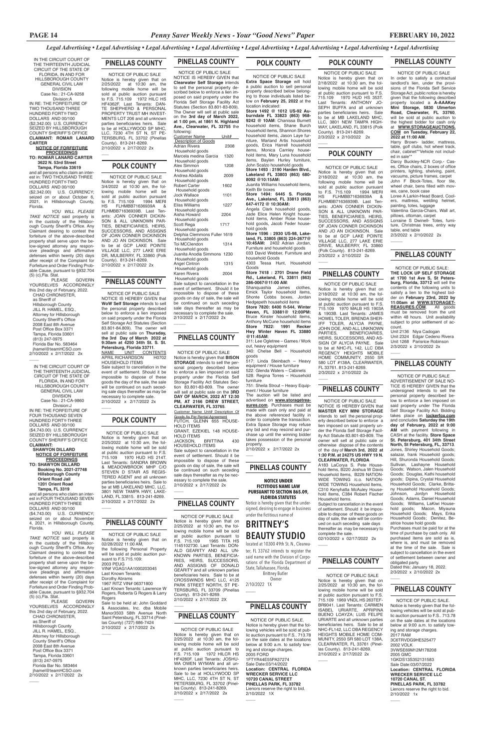*Legal Advertising • Legal Advertising • Legal Advertising • Legal Advertising • Legal Advertising • Legal Advertising • Legal Advertising • Legal Advertising*

IN THE CIRCUIT COURT OF THE THIRTEENTH JUDICIAL CIRCUIT OF THE STATE OF FLORIDA, IN AND FOR HILLSBOROUGH COUNTY GENERAL CIVIL LAW DIVISION
Case No.: 21-CA-9258
Division:A
IN RE: THE FORFEITURE OF TWO THOUSAND THREE HUNDRED FORTY-TWO DOLLARS AND 00/100 ($2,342.00) U.S. CURRENCY SEIZED BY HILLSBOROUGH COUNTY SHERIFF'S OFFICE
**CLAIMANT: ROMAR LANARD CARTER**

**NOTICE OF FORFEITURE PROCEEDINGS**

**TO: ROMAR LANARD CARTER**
**3622 N. 53rd Street**
**Tampa, Florida 33619**

and all persons who claim an interest in: TWO THOUSAND THREE HUNDRED FORTY-TWO DOLLARS AND 00/100 ($2,342.00) U.S. CURRENCY; seized on or about October 6, 2021, in Hillsborough County, Florida.

*YOU WILL PLEASE TAKE NOTICE* said property is in the custody of the Hillsborough County Sheriff's Office. Any Claimant desiring to contest the forfeiture of the above-described property shall serve upon the below-signed attorney any responsive pleadings and affirmative defenses within twenty (20) days after receipt of the Complaint for Forfeiture and Order Finding Probable Cause, pursuant to §932.704 (5) (c),Fla. Stat.

PLEASE GOVERN YOURSELVES ACCORDINGLY this 2nd day of February, 2022.
CHAD CHRONISTER, as Sheriff of Hillsborough County
JILL R. HAMEL, ESQ., Attorney for Hillsborough County Sheriff's Office
2008 East 8th Avenue
Post Office Box 3371
Tampa, Florida 33601
(813) 247-0975
Florida Bar No. 583464
jhamel@teamHCSO.com
2/10/2022 x 2/17/2022 2x

IN THE CIRCUIT COURT OF THE THIRTEENTH JUDICIAL CIRCUIT OF THE STATE OF FLORIDA, IN AND FOR HILLSBOROUGH COUNTY GENERAL CIVIL LAW DIVISION
Case No.: 21-CA-9860
Division:J
IN RE: THE FORFEITURE OF FOUR THOUSAND SEVEN HUNDRED FORTY-THREE DOLLARS AND 00/100 ($4,743.00) U.S. CURRENCY SEIZED BY HILLSBOROUGH COUNTY SHERIFF'S OFFICE
**CLAIMANT:**
**SHAWYON DILLARD**

**NOTICE OF FORFEITURE PROCEEDINGS**

**TO: SHAWYON DILLARD**
**Booking No. 2021-27748**
**Hillsborough County Orient Road Jail**
**1201 Orient Road**
**Tampa, FL 3319**

and all persons who claim an interest in:FOUR THOUSAND SEVEN HUNDRED FORTY-THREE DOLLARS AND 00/100 ($4,743.00) U.S. CURRENCY; seized on or about November 4, 2021, in Hillsborough County, Florida.

*YOU WILL PLEASE TAKE NOTICE* said property is in the custody of the Hillsborough County Sheriff's Office. Any Claimant desiring to contest the forfeiture of the above-described property shall serve upon the below-signed attorney any responsive pleadings and affirmative defenses within twenty (20) days after receipt of the Complaint for Forfeiture and Order Finding Probable Cause, pursuant to §932.704 (5) (c),Fla. Stat.

PLEASE GOVERN YOURSELVES ACCORDINGLY this 2nd day of February, 2022.
CHAD CHRONISTER, as Sheriff of Hillsborough County
JILL R. HAMEL, ESQ., Attorney for Hillsborough County Sheriff's Office
2008 East 8th Avenue
Post Office Box 3371
Tampa, Florida 33601
(813) 247-0975
Florida Bar No. 583464
jhamel@teamHCSO.com
2/10/2022 x 2/17/2022 2x

## PINELLAS COUNTY

NOTICE OF PUBLIC SALE
Notice is hereby given that on 2/25/2022 at 10:30 am, the following mobile home will be sold at public auction pursuant to F.S. 715.109 1972 HILC HS HF4362F. Last Tenants: DANTE SHEPHERD & PERSONAL PROPERTY TRUST MH INVESTMENTS LOT 206 and all unknown parties beneficiaries heirs. Sale to be at HOLLYWOOD SP MHC, LLC, 7230 4TH ST N, ST PETERSBURG, FL 33702 (Pinellas County). 813-241-8269.
2/10/2022 x 2/17/2022 2x

## POLK COUNTY

NOTICE OF PUBLIC SALE
Notice is hereby given that on 3/4/2022 at 10:30 am, the following mobile home will be sold at public auction pursuant to F.S. 715.109 1994 MERI HS FLHMBB71636939A & FLHMBB71636939B. Last Tenants: JOAN CONNER DICKINSON & ALL UNKNOWN PARTIES, BENEFICIARIES, HEIRS, SUCCESSORS, AND ASSIGNS OF JOAN CONNER DICKINSON AND JO AN DICKINSON. Sale to be at GCP LAKE POINTE VILLAGE LLC, 277 LAKE ERIE DR, MULBERRY, FL 33860 (Polk County). 813-241-8269.
2/10/2022 x 2/17/2022 2x

## PINELLAS COUNTY

NOTICE OF PUBLIC SALE
NOTICE IS HEREBY GIVEN that **WoW Self Storage** intends to sell the personal property described below to enforce a lien imposed on said property under the Florida Self Storage Act Statutes (Section 83.801-83.809). The owner will sell at public sale on **Thursday, the 3rd Day of March 2022 at 9:30am at 4250 34th St. S. St. Petersburg, Florida 33711.**

| NAME | UNIT | CONTENTS |
|---|---|---|
| APRIL RICHARDSON | H0702 | HOUSEHOLD ITEMS |

Sale subject to cancellation in the event of settlement. Should it be impossible to dispose of these goods the day of the sale, the sale will be continued on such seceding sale days thereafter as may be necessary to complete the sale.
2/10/2022 x 2/17/2022 2x

## POLK COUNTY

NOTICE OF PUBLIC SALE
Notice is hereby given that on 2/25/2022 at 10:30 am, the following mobile home will be sold at public auction pursuant to F.S. 715.109 1970 HUD HS 214T. Last Tenants: SANDRA BROWN & MEADOWBROOK MHP C/O STEVEN D STAIR AS REGISTERED AGENT and all unknown parties beneficiaries heirs. Sale to be at MB LAKELAND MHC, LLC, 3801 NEW TAMPA HWY, LAKELAND, FL 33815. 813-241-8269.
2/10/2022 x 2/17/2022 2x

## PINELLAS COUNTY

NOTICE OF PUBLIC SALE
Notice is hereby given that on 02/28/2022 11:00 AM,
the following Personal Property will be sold at public auction pursuant to F.S.715.109:
2003 PEUG
VIN# VGAG1AA1000203045
Last Known Tenants:
Dorothy Abrams
1967 RITZ VIN# 06371800
Last Known Tenants: Lawrence W Rogers, Roberta G Rogers & Larry Rogers
Sale to be held at: John Goddard & Associates, Inc. dba Mobile Manor3503 58th Avenue North Saint Petersburg, FL 33714 (Pinellas County) (727) 686-7424
2/10/2022 x 2/17/2022 2x

## PINELLAS COUNTY

NOTICE OF PUBLIC SALE
NOTICE IS HEREBY GIVEN that **Clearwater Self Storage** intends to sell the personal property described below to enforce a lien imposed on said property under the Florida Self Storage Facility Act Statutes (Section 83.801-83.809). The Owner will sell at public sale on the **3rd day of March 2022, at 1:00 pm, at 1861 N. Highland Ave., Clearwater, FL 33755** the following:

| Customer Name Description of Goods | Unit# |
|---|---|
| Adrian Rivera Household goods | 2308 |
| Marcela medina Garcia Household goods | 1320 |
| Alex Simmon Household goods | 1208 |
| Andrea Abdalla Household goods | 2009 |
| Robert Carter Household goods | 1602 |
| Jock Wallace Household goods | 1101 |
| Eliss Williams Household goods | 1227 |
| Aisha Howard Household goods | 2204 |
| Scott Rega Household goods | 1717 |
| Delphia Clemmons Fuller Household goods | 1619 |
| Toi MCClendon Household goods | 1314 |
| Juanita Anodia Simmons Household goods | 1230 |
| Angel Cintron Household goods | 1315 |
| Karen Rivera Household goods | 2004 |

Sale subject to cancellation in the event of settlement. Should it be impossible to dispose of these goods on day of sale, the sale will be continued on such seceding sale days thereafter as may be necessary to complete the sale.
2/10/2022 x 2/17/2022 2x

## PINELLAS COUNTY

NOTICE OF PUBLIC SALE
Notice is hereby given that **BISON STORAGE** intends to sell the personal property described below to enforce a lien imposed on said property under the Florida Self Storage Facility Act Statutes Section 83.801-83.809. The owner will sell at public sale on the **3RD DAY OF MARCH, 2022 AT 12:30 PM, AT 2166 DREW STREET, CLEARWATER, FL 33765.**
Customer Name Unit# Description Of Goods As Per Rental Agreement
FUTCH, GLENN 655 HOUSEHOLD ITEMS
GRANT, EZEKIEL 148 HOUSEHOLD ITEMS
JACKSON, BRITTINA 430 HOUSEHOLD ITEMS
Sale subject to cancellation in the event of settlement. Should it be impossible to dispose of these goods on day of sale, the sale will be continued on such seceding sale days thereafter as may be necessary to complete the sale.
2/10/2022 x 2/17/2022 2x

## PINELLAS COUNTY

NOTICE OF PUBLIC SALE
Notice is hereby given that on 2/25/2022 at 10:30 am, the following mobile home will be sold at public auction pursuant to F.S. 715.109 1965 TITA HS 1145102730. Last Tenants: DONALD GEARITY AND ALL UNKNOWN PARTIES, BENEFICIARIES, HEIRS, SUCCESSORS, AND ASSIGNS OF DONALD GEARITY and all unknown parties beneficiaries heirs. Sale to be at CROSSWINDS MHC LLC, 4125 PARK STREET NORTH, ST PETERSBURG, FL 33709 (Pinellas County). 813-241-8269.
2/10/2022 x 2/17/2022 2X

## PINELLAS COUNTY

NOTICE OF PUBLIC SALE
Notice is hereby given that on 2/25/2022 at 10:30 am, the following mobile home will be sold at public auction pursuant to F.S. 715.109 1972 HILCR HS HF4280F. Last Tenants: JOSHUWA OWEN WYMAN and all unknown parties beneficiaries heirs. Sale to be at HOLLYWOOD SP MHC, LLC, 7230 4TH ST N, ST PETERSBURG, FL 33702 (Pinellas County). 813-241-8269.
2/10/2022 x 2/17/2022 2x

## POLK COUNTY

NOTICE OF PUBLIC SALE
**Extra Space Storage** will hold a public auction to sell personal property described below belonging to those individuals listed below on **February 25, 2022** at the location indicated:
**Store 1492 @ 1012 US-92 Auburndale FL 33823 (863) 968-9242 @ 10AM**: Chanissa Burnett household items, Shane Burch household items, Shannon Shores household items, Jason Laye furniture, Warland Artis household goods, Erica Harrell household items, Monica Carnley household items, Mary Luna household items, Baylen Hurley furniture, John Scalzo household goods
**Store 1493 : 2190 Harden Blvd., Lakeland FL 33803 (863) 680-8092 @10:15AM:**
Juanita Williams household items, Keith Bir boxes
**Store 1494: 6445 S. Florida Ave., Lakeland, FL 33813 (863) 647-4172 @ 10:30AM:**
Angela Clark household goods, Jade Elice Helen Knight household items, Amber Rose household goods, Jacob Feder household goods
**Store 1596 : 2930 US-98, Lakeland, FL 33805 (863) 224-2677@ 10:45AM:** 2402 Adrian Jordan, Furniture and household goods
033 David Webber, Furniture and household Goods
4303 Tessa Hunt, Household Goods
**Store 7418 : 2701 Drane Field Rd., Lakeland, FL 33811 (863) 286-0067@11:00 AM**:
Shanquashia James clothes, Ernick Taylor household items, Shonte Cobbs boxes, Jordan Hedgepeth household items
**Store 7820: 6400 E-544, Winter Haven, FL 33881@ 12:00PM:** Bruce Kinsler household items, Anthony McCune household items
**Store 7822: 1991 Recker Hwy Winter Haven FL 33880 @11:45AM:**
311: Lee Ogletree – Games / Work out, heavy equipment
340: Chelse Bell – Household goods
517: Linda Steinbach – Heavy equipment / House furniture
522: Glenda Waters – Cabinets
528: Regina Torres – Household furniture
751: Sheila Strout – Heavy Equipment / House furniture
The auction will be listed and advertised on **www.storagetreasures.com**. Purchases must be made with cash only and paid at the above referenced facility in order to complete the transaction. Extra Space Storage may refuse any bid and may rescind any purchase up until the winning bidder takes possession of the personal property.
2/10/2022 x 2/17/2022 2x

## PINELLAS COUNTY

**NOTICE UNDER FICTITIOUS NAME LAW PURSUANT TO SECTION 865.09, FLORIDA STATUTES**

Notice is hereby given that the undersigned, desiring to engage in business under the fictitious name of

# BRITTNEY'S BEAUTY STUDIO

located at 10300 49th St. N., Clearwater, FL 33762 intends to register the said name with the Division of Corporations of the Florida Department of State, Tallahassee, Florida.
Brittney Butler
Owner
2/10/2022 1X

## PINELLAS COUNTY

NOTICE OF PUBLIC SALE.
Notice is hereby given that the following vehicles will be sold at public auction pursuant to F.S.. 713.78 on the sale dates at the locations below at 9:00 a.m. to satisfy towing and storage charges.
2005 FORD
1FTYR44E55PA37274
Sale Date:03/14/2022
**Location: CENTRAL FLORIDA WRECKER SERVICE LLC**
**10720 CANAL STREET**
**PINELLAS PARK, FL 33782**
Lienors reserve the right to bid.
2/10/2022 1X

## POLK COUNTY

NOTICE OF PUBLIC SALE
Notice is hereby given that on 2/18/2022 at 10:30 am, the following mobile home will be sold at public auction pursuant to F.S. 715.109 1970 HUD HS 353T. Last Tenants: ANTHONY JOSEPH BUFFA and all unknown parties beneficiaries heirs. Sale to be at MB LAKELAND MHC, LLC, 3801 NEW TAMPA HIGHWAY, LAKELAND, FL 33815 (Polk County). 813-241-8269.
2/3/2022 x 2/10/2022 2x

## POLK COUNTY

NOTICE OF PUBLIC SALE
Notice is hereby given that on 2/18/2022 at 10:30 am, the following mobile home will be sold at public auction pursuant to F.S. 715.109 1994 MERI HS FLHMBB71636939A & FLHMBB71636939B. Last Tenants: JOAN CONNER DICKINSON & ALL UNKNOWN PARTIES, BENEFICIARIES, HEIRS, SUCCESSORS, AND ASSIGNS OF JOAN CONNER DICKINSON AND JO AN DICKINSON. Sale to be at GCP LAKE POINTE VILLAGE LLC, 277 LAKE ERIE DRIVE, MULBERRY, FL 33860 (Polk County). 813-241-8269.
2/3/2022 x 2/10/2022 2x

## PINELLAS COUNTY

NOTICE OF PUBLIC SALE
Notice is hereby given that on 2/18/2022 at 10:30 am, the following mobile home will be sold at public auction pursuant to F.S. 715.109 1970 MALB HS 1903A & 1903B. Last Tenants: JAMES HOWEL TOLER, BRENDA SHERIFF TOLER, ALYCIA PAYNE, JOHN DOE, AND ALL UNKNOWN PARTIES, BENEFICIARIES, HEIRS, SUCCESSORS, AND ASSIGN OF ALYCIA PAYNE. Sale to be at NHC-FL 142, LLC DBA REGENCY HEIGHTS MOBILE HOME COMMUNITY, 2550 SR 580 LOT #138A, CLEARWATER, FL 33761. 813-241-8269.
2/3/2022 x 2/10/2022 2x

## PINELLAS COUNTY

NOTICE OF PUBLIC SALE
NOTICE IS HEREBY GIVEN that **MASTER KEY MINI STORAGE** intends to sell the personal property described below to enforce a lien imposed on said property under the Florida Self Storage Facility Act Statute 83.801-83-809. The owner will sell at public sale or otherwise dispose of the contents of the day of **March 3rd, 2022 at 1:30 P.M. at 24275 US HWY 19 N. CLEARWATER, FLORIDA**
A183 LaCorya S. Pete Household Items, B220 Joshua W Davis Household Items, B229 NATIONWIDE TOWING /c.o. NATIONWIDE TOWING Household Items, C310 Kenyhatta McAuley Household Items, C384 Robert Fischer Household Items.
Subject to cancellation in the event of settlement. Should it be impossible to dispose of these goods on day of sale, the sale will be continued on such seceding sale days thereafter as may be necessary to complete the sale.
02/10/2022 x 02/17/2022 2x

## PINELLAS COUNTY

NOTICE OF PUBLIC SALE
Notice is hereby given that on 2/25/2022 at 10:30 am, the following mobile home will be sold at public auction pursuant to F.S. 715.109 1969 VNDL HS 263TEFBR9041. Last Tenants: CARMEN ISABEL URIARTE, APRIPINA BUENO LOAYZA; LUIS FELIPE URIARTE and all unknown parties beneficiaries heirs. Sale to be at NHC-FL142, LLC DBA REGENCY HEIGHTS MOBILE HOME COMMUNITY, 2550 SR 580 LOT 138A, CLEARWATER, FL 33761 (Pinellas County). 813-241-8269.
2/10/2022 x 2/17/2022 2x

## PINELLAS COUNTY

NOTICE OF PUBLIC SALE
In order to satisfy a contractual landlord's lien, under the provisions of the Florida Self Service Storage Act, public notice is hereby given that the following described property located at **A-AAAKey Mini Storage, 5830 Ulmerton Road, Clearwater, FL 33760**, will be sold at public auction to the highest bidder for cash only at **WWW.STORAGEAUCTIONS.COM on Tuesday, February 22, 2022 at 11:00 AM**.
Harry Brown- ladder, mattress, table, golf clubs, hot wheel track, chair, cabinet**Vehicle not included in sale**
Darcy Buckley-NCR Corp.- Cases, Office chairs, 2 boxes of office printers, lighting, shelving, paint, vacuums, picture frames, carpet
John F Block-Totes, floor tile, wheel chair, bens filled with movies, cane, book case
Loree A Larkin-Head Board, Coolers, mattress, welding helmet, painting, totes, luggage
Valentina Garcia-Chairs, Wall art, pillows, ottoman, carpet
Lorraine S Dwinell- Totes, furniture, Christmas trees, entry way table, end table
2/3/2022 x 2/10/2022 2x

## PINELLAS COUNTY

NOTICE OF PUBLIC SALE:
**THE LOCK UP SELF STORAGE at 1700 1st Ave S, St Petersburg, Florida, 33712** will sell the contents of the following units to satisfy a lien to the highest bidder on **February 23rd, 2022 by 11:00am at WWW.STORAGETREASURES.COM**. All goods must be removed from the unit within 48 hours. Unit availability subject to prior settlement of account.
Unit 2136 Niya Cadogan
Unit 2324 Edgar Cedeno Rivera
Unit 1268 Parisrice Robinson
2/3/2022 x 2/10/2022 2x

## PINELLAS COUNTY

NOTICE OF PUBLIC SALE
ADVERTISEMENT OF SALE NOTICE IS HEREBY GIVEN that the undersigned intends to sell the personal property described below to enforce a lien imposed on said property under The Florida Self Storage Facility Act. Bidding takes place on **lockerfox.com** and concludes **Saturday the 19th day of February, 2022 at 9:00 AM** with payment following in CASH at the facility. **Store Space St. Petersburg, 401 34th Street North, St Petersburg, FL, 33713**.
Jones, Shirley Household Goods; salazar, frank Household goods; Hill, Shuronda Household Goods; Sullivan, Lashayne Household Goods; Watson, Jalen Household Goods; Douglas, Kathi household goods; Dipina, Crystal Household Household Goods; Clarke, Brittany Household Household Goods; Johnson, Jordyn Household Goods; Adams, Daniel Household Goods; Williams, LaKiwi Household goods; Macon, Miyauna Household Goods; Mays, Erika Household Goods; Denitez, Beatrice house hold goods
Purchases must be paid for at the time of purchase by cash only. All purchased items are sold as is, where is, and must be removed at the time of the sale. Sale is subject to cancellation in the event of settlement between owner and obligated party.
Dated this: January 18, 2022.
2/3/2022 x 2/10/2022 2x

## PINELLAS COUNTY

NOTICE OF PUBLIC SALE.
Notice is hereby given that the following vehicles will be sold at public auction pursuant to F.S.. 713.78 on the sale dates at the locations below at 9:00 a.m. to satisfy towing and storage charges.
2017 RAM
3C6TRVDG9HE525477
2002 VOLK
3VWSE69M12M178208
2005 GMC
1GKDS13S352131583
Sale Date:03/07/2022
**Location: CENTRAL FLORIDA WRECKER SERVICE LLC**
**10720 CANAL ST.**
**PINELLAS PARK, FL 33782**
Lienors reserve the right to bid.
2/10/2022 1x